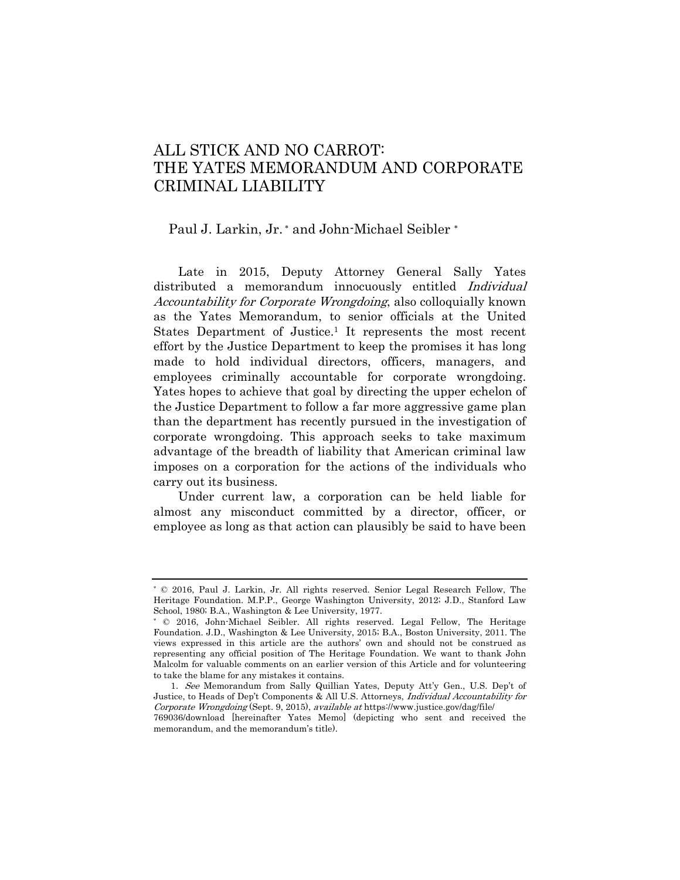# ALL STICK AND NO CARROT: THE YATES MEMORANDUM AND CORPORATE CRIMINAL LIABILITY

Paul J. Larkin, Jr. * and John-Michael Seibler *

Late in 2015, Deputy Attorney General Sally Yates distributed a memorandum innocuously entitled *Individual Accountability for Corporate Wrongdoing*, also colloquially known as the Yates Memorandum, to senior officials at the United States Department of Justice.[1] It represents the most recent effort by the Justice Department to keep the promises it has long made to hold individual directors, officers, managers, and employees criminally accountable for corporate wrongdoing. Yates hopes to achieve that goal by directing the upper echelon of the Justice Department to follow a far more aggressive game plan than the department has recently pursued in the investigation of corporate wrongdoing. This approach seeks to take maximum advantage of the breadth of liability that American criminal law imposes on a corporation for the actions of the individuals who carry out its business.

Under current law, a corporation can be held liable for almost any misconduct committed by a director, officer, or employee as long as that action can plausibly be said to have been

---

* © 2016, Paul J. Larkin, Jr. All rights reserved. Senior Legal Research Fellow, The Heritage Foundation. M.P.P., George Washington University, 2012; J.D., Stanford Law School, 1980; B.A., Washington & Lee University, 1977.

* © 2016, John-Michael Seibler. All rights reserved. Legal Fellow, The Heritage Foundation. J.D., Washington & Lee University, 2015; B.A., Boston University, 2011. The views expressed in this article are the authors' own and should not be construed as representing any official position of The Heritage Foundation. We want to thank John Malcolm for valuable comments on an earlier version of this Article and for volunteering to take the blame for any mistakes it contains.

1. *See* Memorandum from Sally Quillian Yates, Deputy Att'y Gen., U.S. Dep't of Justice, to Heads of Dep't Components & All U.S. Attorneys, *Individual Accountability for Corporate Wrongdoing* (Sept. 9, 2015), *available at* https://www.justice.gov/dag/file/769036/download [hereinafter Yates Memo] (depicting who sent and received the memorandum, and the memorandum's title).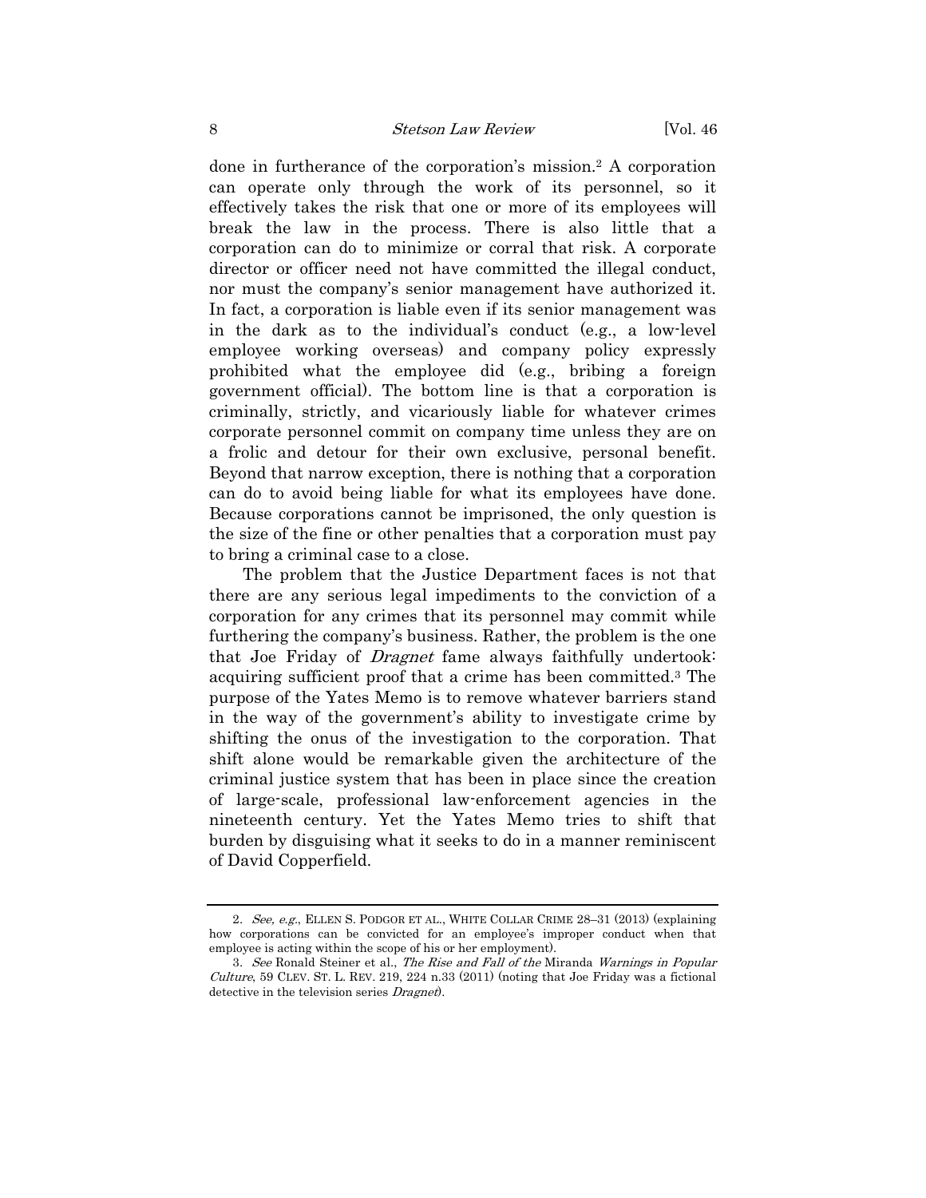done in furtherance of the corporation's mission.[2] A corporation can operate only through the work of its personnel, so it effectively takes the risk that one or more of its employees will break the law in the process. There is also little that a corporation can do to minimize or corral that risk. A corporate director or officer need not have committed the illegal conduct, nor must the company's senior management have authorized it. In fact, a corporation is liable even if its senior management was in the dark as to the individual's conduct (e.g., a low-level employee working overseas) and company policy expressly prohibited what the employee did (e.g., bribing a foreign government official). The bottom line is that a corporation is criminally, strictly, and vicariously liable for whatever crimes corporate personnel commit on company time unless they are on a frolic and detour for their own exclusive, personal benefit. Beyond that narrow exception, there is nothing that a corporation can do to avoid being liable for what its employees have done. Because corporations cannot be imprisoned, the only question is the size of the fine or other penalties that a corporation must pay to bring a criminal case to a close.

The problem that the Justice Department faces is not that there are any serious legal impediments to the conviction of a corporation for any crimes that its personnel may commit while furthering the company's business. Rather, the problem is the one that Joe Friday of *Dragnet* fame always faithfully undertook: acquiring sufficient proof that a crime has been committed.[3] The purpose of the Yates Memo is to remove whatever barriers stand in the way of the government's ability to investigate crime by shifting the onus of the investigation to the corporation. That shift alone would be remarkable given the architecture of the criminal justice system that has been in place since the creation of large-scale, professional law-enforcement agencies in the nineteenth century. Yet the Yates Memo tries to shift that burden by disguising what it seeks to do in a manner reminiscent of David Copperfield.

---

2. *See, e.g.*, ELLEN S. PODGOR ET AL., WHITE COLLAR CRIME 28–31 (2013) (explaining how corporations can be convicted for an employee's improper conduct when that employee is acting within the scope of his or her employment).

3. *See* Ronald Steiner et al., *The Rise and Fall of the* Miranda *Warnings in Popular Culture*, 59 CLEV. ST. L. REV. 219, 224 n.33 (2011) (noting that Joe Friday was a fictional detective in the television series *Dragnet*).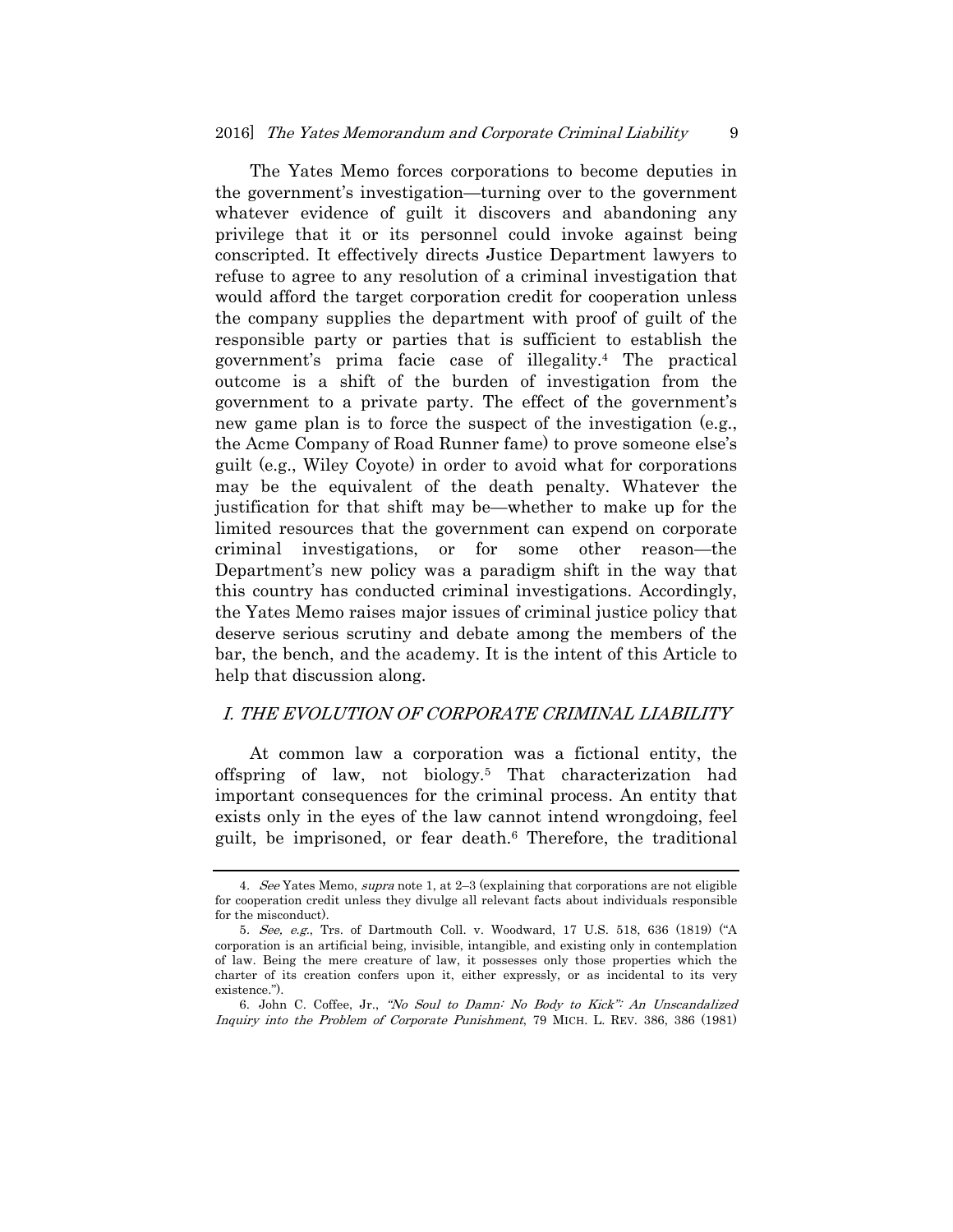The Yates Memo forces corporations to become deputies in the government's investigation—turning over to the government whatever evidence of guilt it discovers and abandoning any privilege that it or its personnel could invoke against being conscripted. It effectively directs Justice Department lawyers to refuse to agree to any resolution of a criminal investigation that would afford the target corporation credit for cooperation unless the company supplies the department with proof of guilt of the responsible party or parties that is sufficient to establish the government's prima facie case of illegality.[4] The practical outcome is a shift of the burden of investigation from the government to a private party. The effect of the government's new game plan is to force the suspect of the investigation (e.g., the Acme Company of Road Runner fame) to prove someone else's guilt (e.g., Wiley Coyote) in order to avoid what for corporations may be the equivalent of the death penalty. Whatever the justification for that shift may be—whether to make up for the limited resources that the government can expend on corporate criminal investigations, or for some other reason—the Department's new policy was a paradigm shift in the way that this country has conducted criminal investigations. Accordingly, the Yates Memo raises major issues of criminal justice policy that deserve serious scrutiny and debate among the members of the bar, the bench, and the academy. It is the intent of this Article to help that discussion along.

## *I. THE EVOLUTION OF CORPORATE CRIMINAL LIABILITY*

At common law a corporation was a fictional entity, the offspring of law, not biology.[5] That characterization had important consequences for the criminal process. An entity that exists only in the eyes of the law cannot intend wrongdoing, feel guilt, be imprisoned, or fear death.[6] Therefore, the traditional

---

4. *See* Yates Memo, *supra* note 1, at 2–3 (explaining that corporations are not eligible for cooperation credit unless they divulge all relevant facts about individuals responsible for the misconduct).

5. *See, e.g.*, Trs. of Dartmouth Coll. v. Woodward, 17 U.S. 518, 636 (1819) ("A corporation is an artificial being, invisible, intangible, and existing only in contemplation of law. Being the mere creature of law, it possesses only those properties which the charter of its creation confers upon it, either expressly, or as incidental to its very existence.").

6. John C. Coffee, Jr., *"No Soul to Damn: No Body to Kick": An Unscandalized Inquiry into the Problem of Corporate Punishment*, 79 MICH. L. REV. 386, 386 (1981)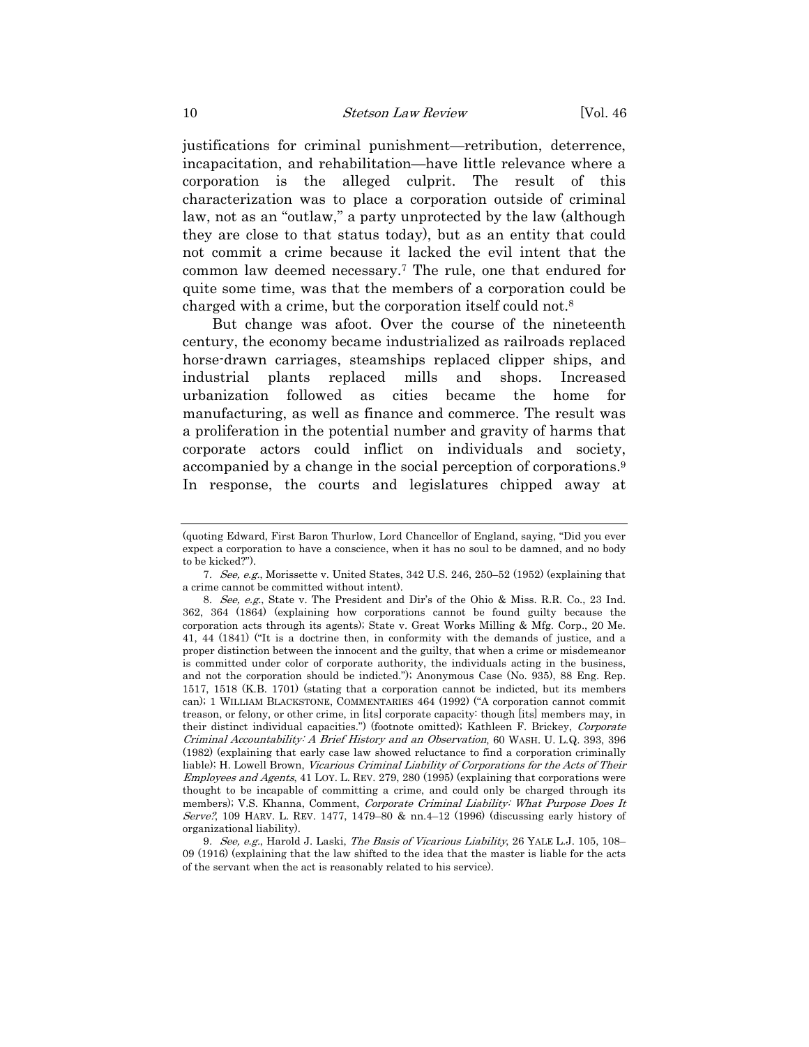justifications for criminal punishment—retribution, deterrence, incapacitation, and rehabilitation—have little relevance where a corporation is the alleged culprit. The result of this characterization was to place a corporation outside of criminal law, not as an "outlaw," a party unprotected by the law (although they are close to that status today), but as an entity that could not commit a crime because it lacked the evil intent that the common law deemed necessary.[7] The rule, one that endured for quite some time, was that the members of a corporation could be charged with a crime, but the corporation itself could not.[8]

But change was afoot. Over the course of the nineteenth century, the economy became industrialized as railroads replaced horse-drawn carriages, steamships replaced clipper ships, and industrial plants replaced mills and shops. Increased urbanization followed as cities became the home for manufacturing, as well as finance and commerce. The result was a proliferation in the potential number and gravity of harms that corporate actors could inflict on individuals and society, accompanied by a change in the social perception of corporations.[9] In response, the courts and legislatures chipped away at

---

(quoting Edward, First Baron Thurlow, Lord Chancellor of England, saying, "Did you ever expect a corporation to have a conscience, when it has no soul to be damned, and no body to be kicked?").

7. *See, e.g.*, Morissette v. United States, 342 U.S. 246, 250–52 (1952) (explaining that a crime cannot be committed without intent).

8. *See, e.g.*, State v. The President and Dir's of the Ohio & Miss. R.R. Co., 23 Ind. 362, 364 (1864) (explaining how corporations cannot be found guilty because the corporation acts through its agents); State v. Great Works Milling & Mfg. Corp., 20 Me. 41, 44 (1841) ("It is a doctrine then, in conformity with the demands of justice, and a proper distinction between the innocent and the guilty, that when a crime or misdemeanor is committed under color of corporate authority, the individuals acting in the business, and not the corporation should be indicted."); Anonymous Case (No. 935), 88 Eng. Rep. 1517, 1518 (K.B. 1701) (stating that a corporation cannot be indicted, but its members can); 1 WILLIAM BLACKSTONE, COMMENTARIES 464 (1992) ("A corporation cannot commit treason, or felony, or other crime, in [its] corporate capacity: though [its] members may, in their distinct individual capacities.") (footnote omitted); Kathleen F. Brickey, *Corporate Criminal Accountability: A Brief History and an Observation*, 60 WASH. U. L.Q. 393, 396 (1982) (explaining that early case law showed reluctance to find a corporation criminally liable); H. Lowell Brown, *Vicarious Criminal Liability of Corporations for the Acts of Their Employees and Agents*, 41 LOY. L. REV. 279, 280 (1995) (explaining that corporations were thought to be incapable of committing a crime, and could only be charged through its members); V.S. Khanna, Comment, *Corporate Criminal Liability: What Purpose Does It Serve?*, 109 HARV. L. REV. 1477, 1479–80 & nn.4–12 (1996) (discussing early history of organizational liability).

9. *See, e.g.*, Harold J. Laski, *The Basis of Vicarious Liability*, 26 YALE L.J. 105, 108–09 (1916) (explaining that the law shifted to the idea that the master is liable for the acts of the servant when the act is reasonably related to his service).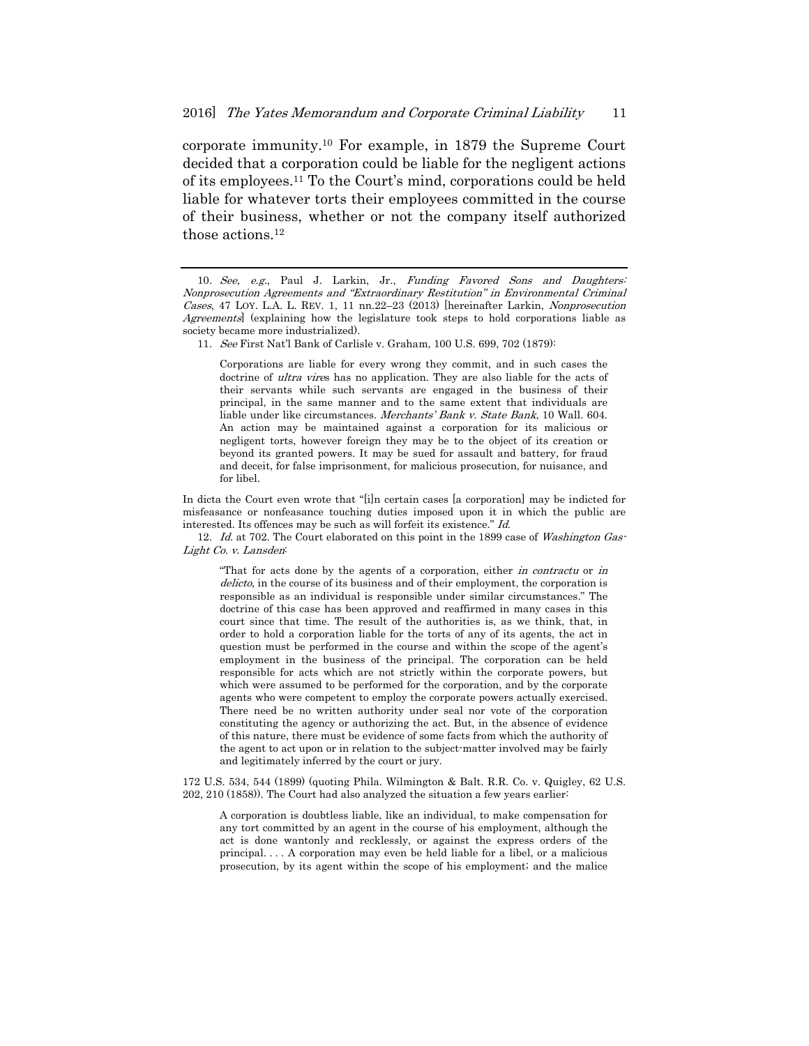corporate immunity.[10] For example, in 1879 the Supreme Court decided that a corporation could be liable for the negligent actions of its employees.[11] To the Court's mind, corporations could be held liable for whatever torts their employees committed in the course of their business, whether or not the company itself authorized those actions.[12]

---

10. *See, e.g.*, Paul J. Larkin, Jr., *Funding Favored Sons and Daughters: Nonprosecution Agreements and "Extraordinary Restitution" in Environmental Criminal Cases*, 47 LOY. L.A. L. REV. 1, 11 nn.22–23 (2013) [hereinafter Larkin, *Nonprosecution Agreements*] (explaining how the legislature took steps to hold corporations liable as society became more industrialized).

11. *See* First Nat'l Bank of Carlisle v. Graham, 100 U.S. 699, 702 (1879):

> Corporations are liable for every wrong they commit, and in such cases the doctrine of *ultra vires* has no application. They are also liable for the acts of their servants while such servants are engaged in the business of their principal, in the same manner and to the same extent that individuals are liable under like circumstances. *Merchants' Bank v. State Bank*, 10 Wall. 604. An action may be maintained against a corporation for its malicious or negligent torts, however foreign they may be to the object of its creation or beyond its granted powers. It may be sued for assault and battery, for fraud and deceit, for false imprisonment, for malicious prosecution, for nuisance, and for libel.

In dicta the Court even wrote that "[i]n certain cases [a corporation] may be indicted for misfeasance or nonfeasance touching duties imposed upon it in which the public are interested. Its offences may be such as will forfeit its existence." *Id.*

12. *Id.* at 702. The Court elaborated on this point in the 1899 case of *Washington Gas-Light Co. v. Lansden*:

> "That for acts done by the agents of a corporation, either *in contractu* or *in delicto*, in the course of its business and of their employment, the corporation is responsible as an individual is responsible under similar circumstances." The doctrine of this case has been approved and reaffirmed in many cases in this court since that time. The result of the authorities is, as we think, that, in order to hold a corporation liable for the torts of any of its agents, the act in question must be performed in the course and within the scope of the agent's employment in the business of the principal. The corporation can be held responsible for acts which are not strictly within the corporate powers, but which were assumed to be performed for the corporation, and by the corporate agents who were competent to employ the corporate powers actually exercised. There need be no written authority under seal nor vote of the corporation constituting the agency or authorizing the act. But, in the absence of evidence of this nature, there must be evidence of some facts from which the authority of the agent to act upon or in relation to the subject-matter involved may be fairly and legitimately inferred by the court or jury.

172 U.S. 534, 544 (1899) (quoting Phila. Wilmington & Balt. R.R. Co. v. Quigley, 62 U.S. 202, 210 (1858)). The Court had also analyzed the situation a few years earlier:

> A corporation is doubtless liable, like an individual, to make compensation for any tort committed by an agent in the course of his employment, although the act is done wantonly and recklessly, or against the express orders of the principal. . . . A corporation may even be held liable for a libel, or a malicious prosecution, by its agent within the scope of his employment; and the malice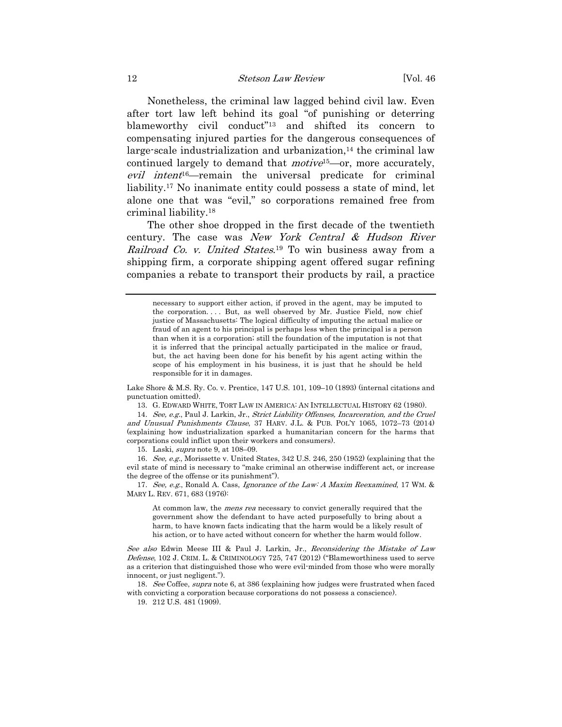Nonetheless, the criminal law lagged behind civil law. Even after tort law left behind its goal "of punishing or deterring blameworthy civil conduct"[13] and shifted its concern to compensating injured parties for the dangerous consequences of large-scale industrialization and urbanization,[14] the criminal law continued largely to demand that *motive*[15]—or, more accurately, *evil intent*[16]—remain the universal predicate for criminal liability.[17] No inanimate entity could possess a state of mind, let alone one that was "evil," so corporations remained free from criminal liability.[18]

The other shoe dropped in the first decade of the twentieth century. The case was *New York Central & Hudson River Railroad Co. v. United States*.[19] To win business away from a shipping firm, a corporate shipping agent offered sugar refining companies a rebate to transport their products by rail, a practice

---

> necessary to support either action, if proved in the agent, may be imputed to the corporation. . . . But, as well observed by Mr. Justice Field, now chief justice of Massachusetts: The logical difficulty of imputing the actual malice or fraud of an agent to his principal is perhaps less when the principal is a person than when it is a corporation; still the foundation of the imputation is not that it is inferred that the principal actually participated in the malice or fraud, but, the act having been done for his benefit by his agent acting within the scope of his employment in his business, it is just that he should be held responsible for it in damages.

Lake Shore & M.S. Ry. Co. v. Prentice, 147 U.S. 101, 109–10 (1893) (internal citations and punctuation omitted).

13. G. EDWARD WHITE, TORT LAW IN AMERICA: AN INTELLECTUAL HISTORY 62 (1980).

14. *See, e.g.*, Paul J. Larkin, Jr., *Strict Liability Offenses, Incarceration, and the Cruel and Unusual Punishments Clause*, 37 HARV. J.L. & PUB. POL'Y 1065, 1072–73 (2014) (explaining how industrialization sparked a humanitarian concern for the harms that corporations could inflict upon their workers and consumers).

15. Laski, *supra* note 9, at 108–09.

16. *See, e.g.*, Morissette v. United States, 342 U.S. 246, 250 (1952) (explaining that the evil state of mind is necessary to "make criminal an otherwise indifferent act, or increase the degree of the offense or its punishment").

17. *See, e.g.*, Ronald A. Cass, *Ignorance of the Law: A Maxim Reexamined*, 17 WM. & MARY L. REV. 671, 683 (1976):

> At common law, the *mens rea* necessary to convict generally required that the government show the defendant to have acted purposefully to bring about a harm, to have known facts indicating that the harm would be a likely result of his action, or to have acted without concern for whether the harm would follow.

*See also* Edwin Meese III & Paul J. Larkin, Jr., *Reconsidering the Mistake of Law Defense*, 102 J. CRIM. L. & CRIMINOLOGY 725, 747 (2012) ("Blameworthiness used to serve as a criterion that distinguished those who were evil-minded from those who were morally innocent, or just negligent.").

18. *See* Coffee, *supra* note 6, at 386 (explaining how judges were frustrated when faced with convicting a corporation because corporations do not possess a conscience).

19. 212 U.S. 481 (1909).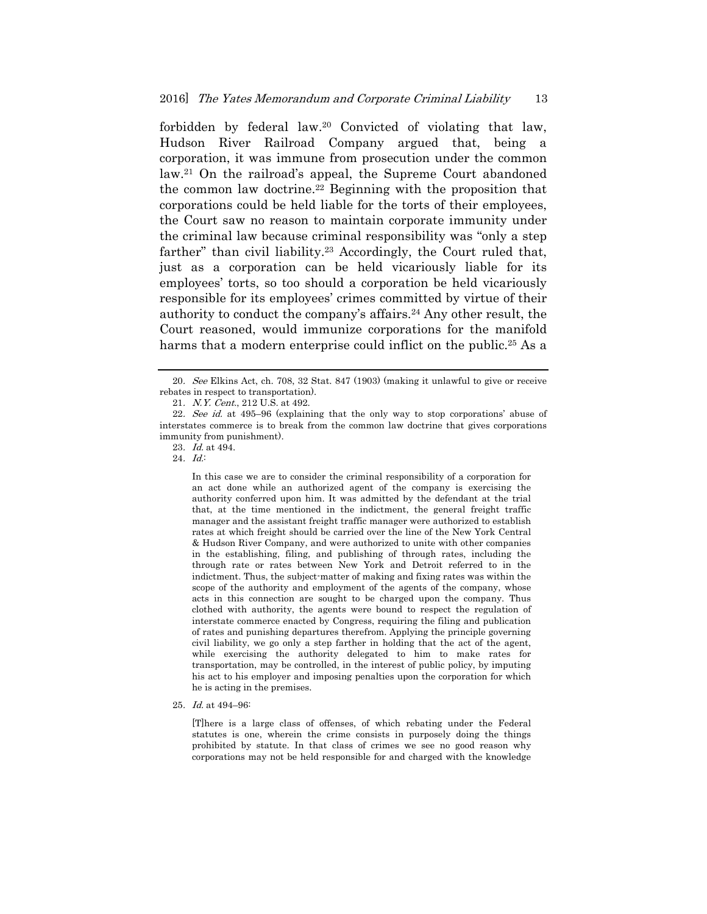forbidden by federal law.[20] Convicted of violating that law, Hudson River Railroad Company argued that, being a corporation, it was immune from prosecution under the common law.[21] On the railroad's appeal, the Supreme Court abandoned the common law doctrine.[22] Beginning with the proposition that corporations could be held liable for the torts of their employees, the Court saw no reason to maintain corporate immunity under the criminal law because criminal responsibility was "only a step farther" than civil liability.[23] Accordingly, the Court ruled that, just as a corporation can be held vicariously liable for its employees' torts, so too should a corporation be held vicariously responsible for its employees' crimes committed by virtue of their authority to conduct the company's affairs.[24] Any other result, the Court reasoned, would immunize corporations for the manifold harms that a modern enterprise could inflict on the public.[25] As a

---

20. *See* Elkins Act, ch. 708, 32 Stat. 847 (1903) (making it unlawful to give or receive rebates in respect to transportation).

21. *N.Y. Cent.*, 212 U.S. at 492.

22. *See id.* at 495–96 (explaining that the only way to stop corporations' abuse of interstates commerce is to break from the common law doctrine that gives corporations immunity from punishment).

23. *Id.* at 494.

24. *Id.*:

> In this case we are to consider the criminal responsibility of a corporation for an act done while an authorized agent of the company is exercising the authority conferred upon him. It was admitted by the defendant at the trial that, at the time mentioned in the indictment, the general freight traffic manager and the assistant freight traffic manager were authorized to establish rates at which freight should be carried over the line of the New York Central & Hudson River Company, and were authorized to unite with other companies in the establishing, filing, and publishing of through rates, including the through rate or rates between New York and Detroit referred to in the indictment. Thus, the subject-matter of making and fixing rates was within the scope of the authority and employment of the agents of the company, whose acts in this connection are sought to be charged upon the company. Thus clothed with authority, the agents were bound to respect the regulation of interstate commerce enacted by Congress, requiring the filing and publication of rates and punishing departures therefrom. Applying the principle governing civil liability, we go only a step farther in holding that the act of the agent, while exercising the authority delegated to him to make rates for transportation, may be controlled, in the interest of public policy, by imputing his act to his employer and imposing penalties upon the corporation for which he is acting in the premises.

25. *Id.* at 494–96:

> [T]here is a large class of offenses, of which rebating under the Federal statutes is one, wherein the crime consists in purposely doing the things prohibited by statute. In that class of crimes we see no good reason why corporations may not be held responsible for and charged with the knowledge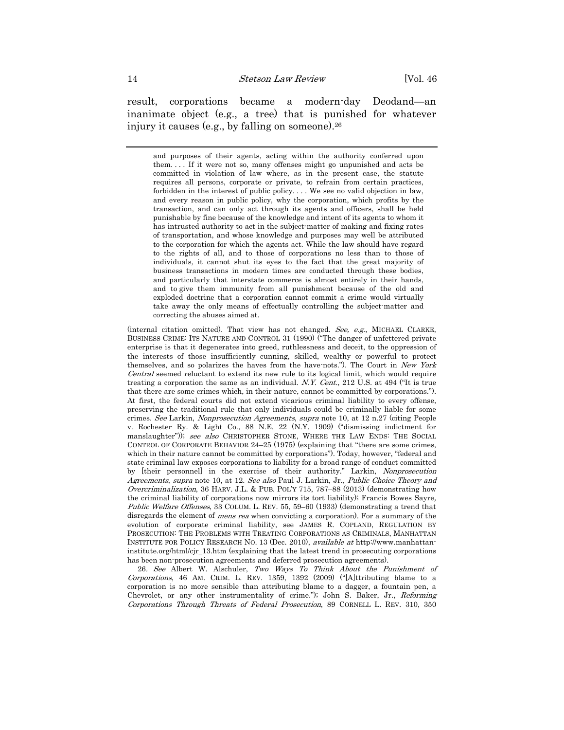result, corporations became a modern-day Deodand—an inanimate object (e.g., a tree) that is punished for whatever injury it causes (e.g., by falling on someone).[26]

---

> and purposes of their agents, acting within the authority conferred upon them. . . . If it were not so, many offenses might go unpunished and acts be committed in violation of law where, as in the present case, the statute requires all persons, corporate or private, to refrain from certain practices, forbidden in the interest of public policy. . . . We see no valid objection in law, and every reason in public policy, why the corporation, which profits by the transaction, and can only act through its agents and officers, shall be held punishable by fine because of the knowledge and intent of its agents to whom it has intrusted authority to act in the subject-matter of making and fixing rates of transportation, and whose knowledge and purposes may well be attributed to the corporation for which the agents act. While the law should have regard to the rights of all, and to those of corporations no less than to those of individuals, it cannot shut its eyes to the fact that the great majority of business transactions in modern times are conducted through these bodies, and particularly that interstate commerce is almost entirely in their hands, and to give them immunity from all punishment because of the old and exploded doctrine that a corporation cannot commit a crime would virtually take away the only means of effectually controlling the subject-matter and correcting the abuses aimed at.

(internal citation omitted). That view has not changed. *See, e.g.*, MICHAEL CLARKE, BUSINESS CRIME: ITS NATURE AND CONTROL 31 (1990) ("The danger of unfettered private enterprise is that it degenerates into greed, ruthlessness and deceit, to the oppression of the interests of those insufficiently cunning, skilled, wealthy or powerful to protect themselves, and so polarizes the haves from the have-nots."). The Court in *New York Central* seemed reluctant to extend its new rule to its logical limit, which would require treating a corporation the same as an individual. *N.Y. Cent.*, 212 U.S. at 494 ("It is true that there are some crimes which, in their nature, cannot be committed by corporations."). At first, the federal courts did not extend vicarious criminal liability to every offense, preserving the traditional rule that only individuals could be criminally liable for some crimes. *See* Larkin, *Nonprosecution Agreements*, *supra* note 10, at 12 n.27 (citing People v. Rochester Ry. & Light Co., 88 N.E. 22 (N.Y. 1909) ("dismissing indictment for manslaughter")); *see also* CHRISTOPHER STONE, WHERE THE LAW ENDS: THE SOCIAL CONTROL OF CORPORATE BEHAVIOR 24–25 (1975) (explaining that "there are some crimes, which in their nature cannot be committed by corporations"). Today, however, "federal and state criminal law exposes corporations to liability for a broad range of conduct committed by [their personnel] in the exercise of their authority." Larkin, *Nonprosecution Agreements*, *supra* note 10, at 12. *See also* Paul J. Larkin, Jr., *Public Choice Theory and Overcriminalization*, 36 HARV. J.L. & PUB. POL'Y 715, 787–88 (2013) (demonstrating how the criminal liability of corporations now mirrors its tort liability); Francis Bowes Sayre, *Public Welfare Offenses*, 33 COLUM. L. REV. 55, 59–60 (1933) (demonstrating a trend that disregards the element of *mens rea* when convicting a corporation). For a summary of the evolution of corporate criminal liability, see JAMES R. COPLAND, REGULATION BY PROSECUTION: THE PROBLEMS WITH TREATING CORPORATIONS AS CRIMINALS, MANHATTAN INSTITUTE FOR POLICY RESEARCH NO. 13 (Dec. 2010), *available at* http://www.manhattan-institute.org/html/cjr_13.htm (explaining that the latest trend in prosecuting corporations has been non-prosecution agreements and deferred prosecution agreements).

26. *See* Albert W. Alschuler, *Two Ways To Think About the Punishment of Corporations*, 46 AM. CRIM. L. REV. 1359, 1392 (2009) ("[A]ttributing blame to a corporation is no more sensible than attributing blame to a dagger, a fountain pen, a Chevrolet, or any other instrumentality of crime."); John S. Baker, Jr., *Reforming Corporations Through Threats of Federal Prosecution*, 89 CORNELL L. REV. 310, 350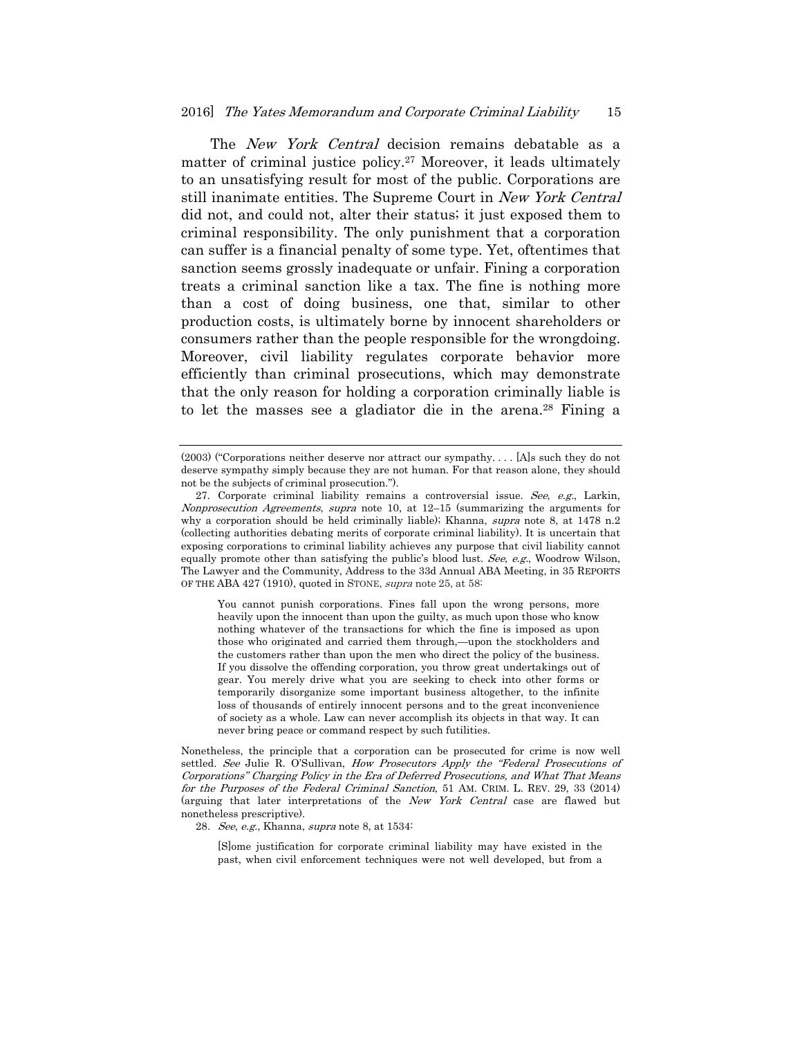The *New York Central* decision remains debatable as a matter of criminal justice policy.[27] Moreover, it leads ultimately to an unsatisfying result for most of the public. Corporations are still inanimate entities. The Supreme Court in *New York Central* did not, and could not, alter their status; it just exposed them to criminal responsibility. The only punishment that a corporation can suffer is a financial penalty of some type. Yet, oftentimes that sanction seems grossly inadequate or unfair. Fining a corporation treats a criminal sanction like a tax. The fine is nothing more than a cost of doing business, one that, similar to other production costs, is ultimately borne by innocent shareholders or consumers rather than the people responsible for the wrongdoing. Moreover, civil liability regulates corporate behavior more efficiently than criminal prosecutions, which may demonstrate that the only reason for holding a corporation criminally liable is to let the masses see a gladiator die in the arena.[28] Fining a

---

(2003) ("Corporations neither deserve nor attract our sympathy. . . . [A]s such they do not deserve sympathy simply because they are not human. For that reason alone, they should not be the subjects of criminal prosecution.").

27. Corporate criminal liability remains a controversial issue. *See, e.g.*, Larkin, *Nonprosecution Agreements*, *supra* note 10, at 12–15 (summarizing the arguments for why a corporation should be held criminally liable); Khanna, *supra* note 8, at 1478 n.2 (collecting authorities debating merits of corporate criminal liability). It is uncertain that exposing corporations to criminal liability achieves any purpose that civil liability cannot equally promote other than satisfying the public's blood lust. *See, e.g.*, Woodrow Wilson, The Lawyer and the Community, Address to the 33d Annual ABA Meeting, in 35 REPORTS OF THE ABA 427 (1910), quoted in STONE, *supra* note 25, at 58:

> You cannot punish corporations. Fines fall upon the wrong persons, more heavily upon the innocent than upon the guilty, as much upon those who know nothing whatever of the transactions for which the fine is imposed as upon those who originated and carried them through,—upon the stockholders and the customers rather than upon the men who direct the policy of the business. If you dissolve the offending corporation, you throw great undertakings out of gear. You merely drive what you are seeking to check into other forms or temporarily disorganize some important business altogether, to the infinite loss of thousands of entirely innocent persons and to the great inconvenience of society as a whole. Law can never accomplish its objects in that way. It can never bring peace or command respect by such futilities.

Nonetheless, the principle that a corporation can be prosecuted for crime is now well settled. *See* Julie R. O'Sullivan, *How Prosecutors Apply the "Federal Prosecutions of Corporations" Charging Policy in the Era of Deferred Prosecutions, and What That Means for the Purposes of the Federal Criminal Sanction*, 51 AM. CRIM. L. REV. 29, 33 (2014) (arguing that later interpretations of the *New York Central* case are flawed but nonetheless prescriptive).

28. *See, e.g.*, Khanna, *supra* note 8, at 1534:

> [S]ome justification for corporate criminal liability may have existed in the past, when civil enforcement techniques were not well developed, but from a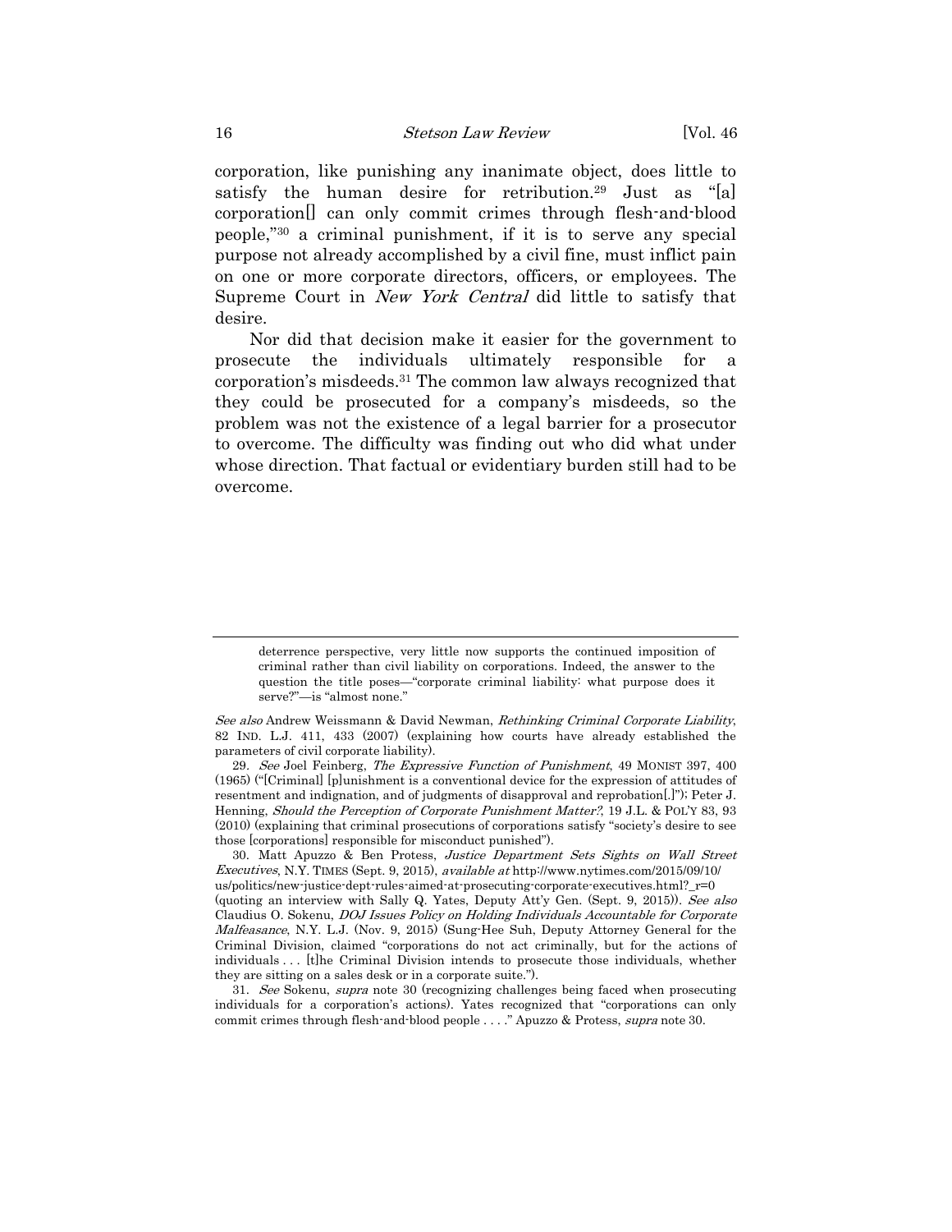corporation, like punishing any inanimate object, does little to satisfy the human desire for retribution.[29] Just as "[a] corporation[] can only commit crimes through flesh-and-blood people,"[30] a criminal punishment, if it is to serve any special purpose not already accomplished by a civil fine, must inflict pain on one or more corporate directors, officers, or employees. The Supreme Court in *New York Central* did little to satisfy that desire.

Nor did that decision make it easier for the government to prosecute the individuals ultimately responsible for a corporation's misdeeds.[31] The common law always recognized that they could be prosecuted for a company's misdeeds, so the problem was not the existence of a legal barrier for a prosecutor to overcome. The difficulty was finding out who did what under whose direction. That factual or evidentiary burden still had to be overcome.

---

> deterrence perspective, very little now supports the continued imposition of criminal rather than civil liability on corporations. Indeed, the answer to the question the title poses—"corporate criminal liability: what purpose does it serve?"—is "almost none."

*See also* Andrew Weissmann & David Newman, *Rethinking Criminal Corporate Liability*, 82 IND. L.J. 411, 433 (2007) (explaining how courts have already established the parameters of civil corporate liability).

29. *See* Joel Feinberg, *The Expressive Function of Punishment*, 49 MONIST 397, 400 (1965) ("[Criminal] [p]unishment is a conventional device for the expression of attitudes of resentment and indignation, and of judgments of disapproval and reprobation[.]"); Peter J. Henning, *Should the Perception of Corporate Punishment Matter?*, 19 J.L. & POL'Y 83, 93 (2010) (explaining that criminal prosecutions of corporations satisfy "society's desire to see those [corporations] responsible for misconduct punished").

30. Matt Apuzzo & Ben Protess, *Justice Department Sets Sights on Wall Street Executives*, N.Y. TIMES (Sept. 9, 2015), *available at* http://www.nytimes.com/2015/09/10/us/politics/new-justice-dept-rules-aimed-at-prosecuting-corporate-executives.html?_r=0 (quoting an interview with Sally Q. Yates, Deputy Att'y Gen. (Sept. 9, 2015)). *See also* Claudius O. Sokenu, *DOJ Issues Policy on Holding Individuals Accountable for Corporate Malfeasance*, N.Y. L.J. (Nov. 9, 2015) (Sung-Hee Suh, Deputy Attorney General for the Criminal Division, claimed "corporations do not act criminally, but for the actions of individuals . . . [t]he Criminal Division intends to prosecute those individuals, whether they are sitting on a sales desk or in a corporate suite.").

31. *See* Sokenu, *supra* note 30 (recognizing challenges being faced when prosecuting individuals for a corporation's actions). Yates recognized that "corporations can only commit crimes through flesh-and-blood people . . . ." Apuzzo & Protess, *supra* note 30.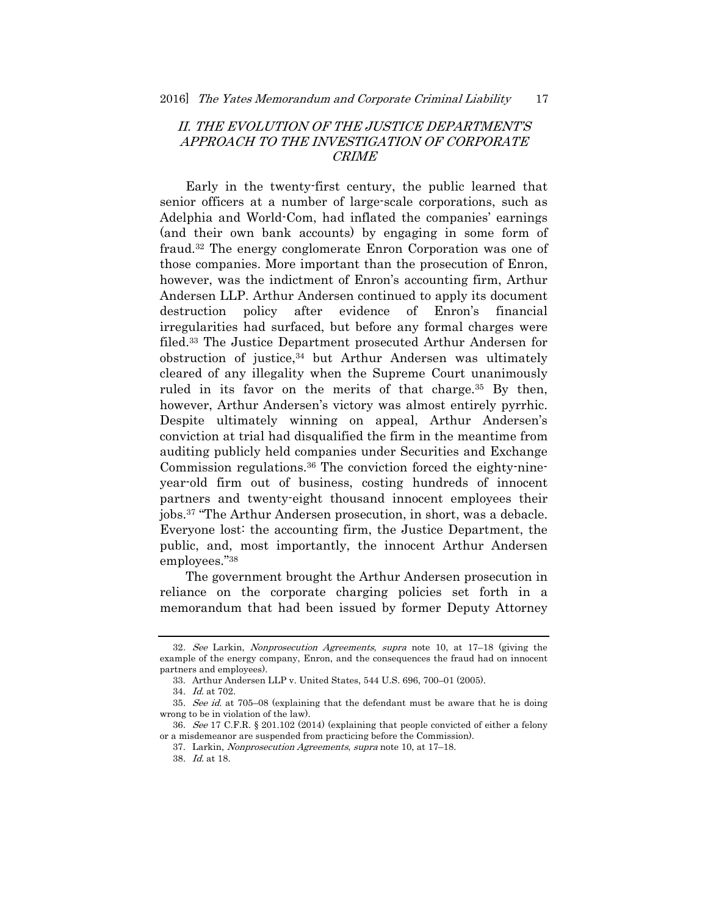## *II. THE EVOLUTION OF THE JUSTICE DEPARTMENT'S APPROACH TO THE INVESTIGATION OF CORPORATE CRIME*

Early in the twenty-first century, the public learned that senior officers at a number of large-scale corporations, such as Adelphia and World-Com, had inflated the companies' earnings (and their own bank accounts) by engaging in some form of fraud.[32] The energy conglomerate Enron Corporation was one of those companies. More important than the prosecution of Enron, however, was the indictment of Enron's accounting firm, Arthur Andersen LLP. Arthur Andersen continued to apply its document destruction policy after evidence of Enron's financial irregularities had surfaced, but before any formal charges were filed.[33] The Justice Department prosecuted Arthur Andersen for obstruction of justice,[34] but Arthur Andersen was ultimately cleared of any illegality when the Supreme Court unanimously ruled in its favor on the merits of that charge.[35] By then, however, Arthur Andersen's victory was almost entirely pyrrhic. Despite ultimately winning on appeal, Arthur Andersen's conviction at trial had disqualified the firm in the meantime from auditing publicly held companies under Securities and Exchange Commission regulations.[36] The conviction forced the eighty-nine-year-old firm out of business, costing hundreds of innocent partners and twenty-eight thousand innocent employees their jobs.[37] "The Arthur Andersen prosecution, in short, was a debacle. Everyone lost: the accounting firm, the Justice Department, the public, and, most importantly, the innocent Arthur Andersen employees."[38]

The government brought the Arthur Andersen prosecution in reliance on the corporate charging policies set forth in a memorandum that had been issued by former Deputy Attorney

---

32. *See* Larkin, *Nonprosecution Agreements*, *supra* note 10, at 17–18 (giving the example of the energy company, Enron, and the consequences the fraud had on innocent partners and employees).

33. Arthur Andersen LLP v. United States, 544 U.S. 696, 700–01 (2005).

34. *Id.* at 702.

35. *See id.* at 705–08 (explaining that the defendant must be aware that he is doing wrong to be in violation of the law).

36. *See* 17 C.F.R. § 201.102 (2014) (explaining that people convicted of either a felony or a misdemeanor are suspended from practicing before the Commission).

37. Larkin, *Nonprosecution Agreements*, *supra* note 10, at 17–18.

38. *Id.* at 18.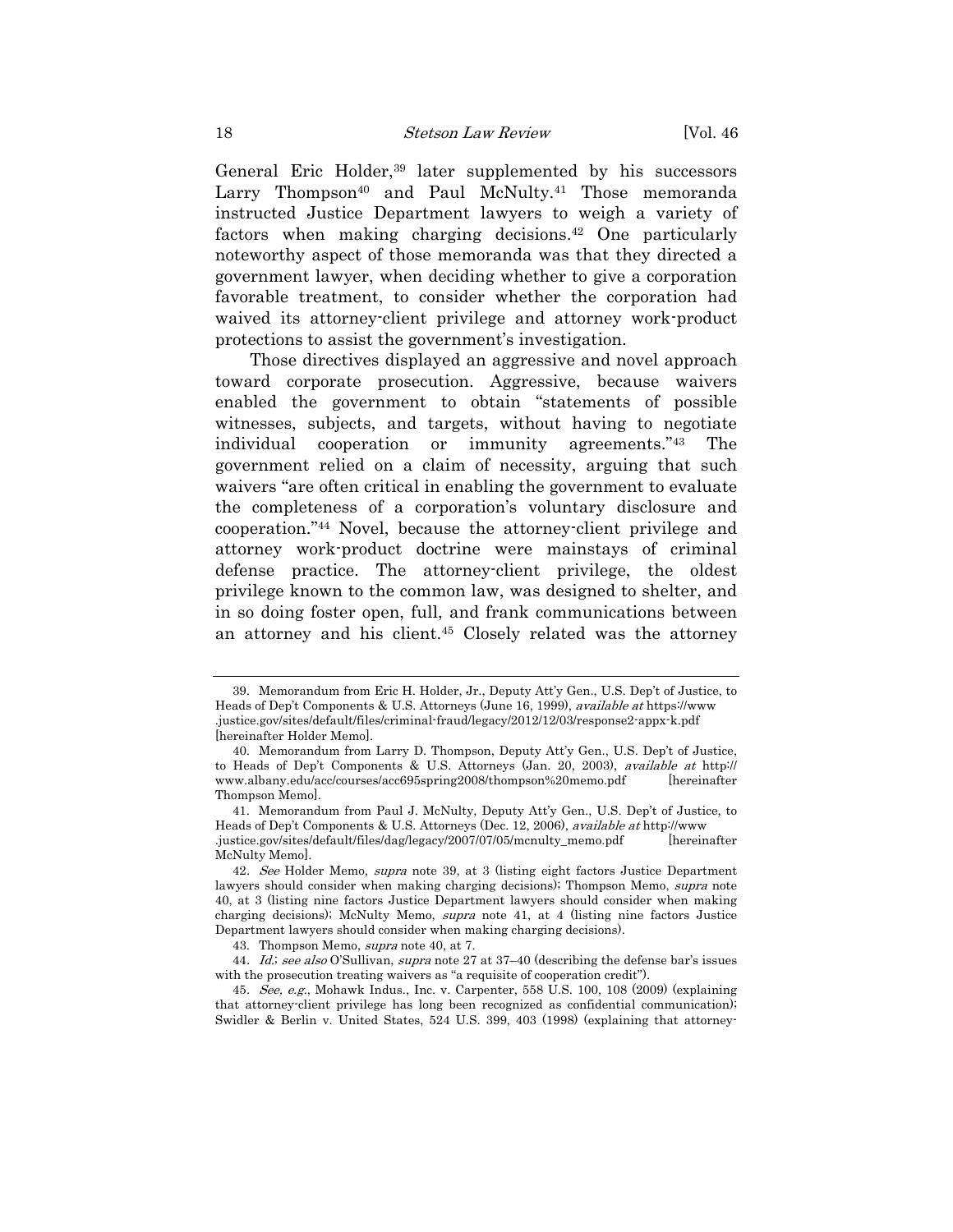General Eric Holder,[39] later supplemented by his successors Larry Thompson[40] and Paul McNulty.[41] Those memoranda instructed Justice Department lawyers to weigh a variety of factors when making charging decisions.[42] One particularly noteworthy aspect of those memoranda was that they directed a government lawyer, when deciding whether to give a corporation favorable treatment, to consider whether the corporation had waived its attorney-client privilege and attorney work-product protections to assist the government's investigation.

Those directives displayed an aggressive and novel approach toward corporate prosecution. Aggressive, because waivers enabled the government to obtain "statements of possible witnesses, subjects, and targets, without having to negotiate individual cooperation or immunity agreements."[43] The government relied on a claim of necessity, arguing that such waivers "are often critical in enabling the government to evaluate the completeness of a corporation's voluntary disclosure and cooperation."[44] Novel, because the attorney-client privilege and attorney work-product doctrine were mainstays of criminal defense practice. The attorney-client privilege, the oldest privilege known to the common law, was designed to shelter, and in so doing foster open, full, and frank communications between an attorney and his client.[45] Closely related was the attorney

---

39. Memorandum from Eric H. Holder, Jr., Deputy Att'y Gen., U.S. Dep't of Justice, to Heads of Dep't Components & U.S. Attorneys (June 16, 1999), *available at* https://www.justice.gov/sites/default/files/criminal-fraud/legacy/2012/12/03/response2-appx-k.pdf [hereinafter Holder Memo].

40. Memorandum from Larry D. Thompson, Deputy Att'y Gen., U.S. Dep't of Justice, to Heads of Dep't Components & U.S. Attorneys (Jan. 20, 2003), *available at* http://www.albany.edu/acc/courses/acc695spring2008/thompson%20memo.pdf [hereinafter Thompson Memo].

41. Memorandum from Paul J. McNulty, Deputy Att'y Gen., U.S. Dep't of Justice, to Heads of Dep't Components & U.S. Attorneys (Dec. 12, 2006), *available at* http://www.justice.gov/sites/default/files/dag/legacy/2007/07/05/mcnulty_memo.pdf [hereinafter McNulty Memo].

42. *See* Holder Memo, *supra* note 39, at 3 (listing eight factors Justice Department lawyers should consider when making charging decisions); Thompson Memo, *supra* note 40, at 3 (listing nine factors Justice Department lawyers should consider when making charging decisions); McNulty Memo, *supra* note 41, at 4 (listing nine factors Justice Department lawyers should consider when making charging decisions).

43. Thompson Memo, *supra* note 40, at 7.

44. *Id.*; *see also* O'Sullivan, *supra* note 27 at 37–40 (describing the defense bar's issues with the prosecution treating waivers as "a requisite of cooperation credit").

45. *See, e.g.*, Mohawk Indus., Inc. v. Carpenter, 558 U.S. 100, 108 (2009) (explaining that attorney-client privilege has long been recognized as confidential communication); Swidler & Berlin v. United States, 524 U.S. 399, 403 (1998) (explaining that attorney-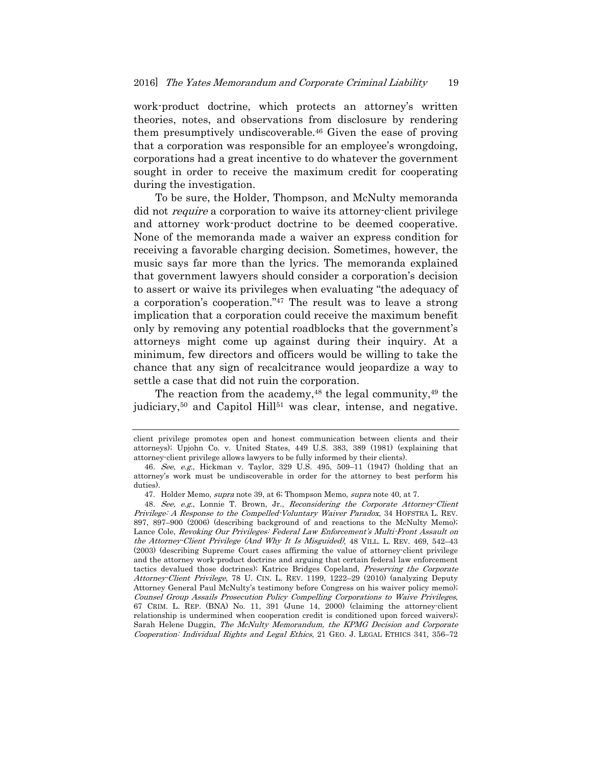work-product doctrine, which protects an attorney's written theories, notes, and observations from disclosure by rendering them presumptively undiscoverable.[46] Given the ease of proving that a corporation was responsible for an employee's wrongdoing, corporations had a great incentive to do whatever the government sought in order to receive the maximum credit for cooperating during the investigation.

To be sure, the Holder, Thompson, and McNulty memoranda did not *require* a corporation to waive its attorney-client privilege and attorney work-product doctrine to be deemed cooperative. None of the memoranda made a waiver an express condition for receiving a favorable charging decision. Sometimes, however, the music says far more than the lyrics. The memoranda explained that government lawyers should consider a corporation's decision to assert or waive its privileges when evaluating "the adequacy of a corporation's cooperation."[47] The result was to leave a strong implication that a corporation could receive the maximum benefit only by removing any potential roadblocks that the government's attorneys might come up against during their inquiry. At a minimum, few directors and officers would be willing to take the chance that any sign of recalcitrance would jeopardize a way to settle a case that did not ruin the corporation.

The reaction from the academy,[48] the legal community,[49] the judiciary,[50] and Capitol Hill[51] was clear, intense, and negative.

---

client privilege promotes open and honest communication between clients and their attorneys); Upjohn Co. v. United States, 449 U.S. 383, 389 (1981) (explaining that attorney-client privilege allows lawyers to be fully informed by their clients).

46. *See, e.g.*, Hickman v. Taylor, 329 U.S. 495, 509–11 (1947) (holding that an attorney's work must be undiscoverable in order for the attorney to best perform his duties).

47. Holder Memo, *supra* note 39, at 6; Thompson Memo, *supra* note 40, at 7.

48. *See, e.g.*, Lonnie T. Brown, Jr., *Reconsidering the Corporate Attorney-Client Privilege: A Response to the Compelled-Voluntary Waiver Paradox*, 34 HOFSTRA L. REV. 897, 897–900 (2006) (describing background of and reactions to the McNulty Memo); Lance Cole, *Revoking Our Privileges: Federal Law Enforcement's Multi-Front Assault on the Attorney-Client Privilege (And Why It Is Misguided)*, 48 VILL. L. REV. 469, 542–43 (2003) (describing Supreme Court cases affirming the value of attorney-client privilege and the attorney work-product doctrine and arguing that certain federal law enforcement tactics devalued those doctrines); Katrice Bridges Copeland, *Preserving the Corporate Attorney-Client Privilege*, 78 U. CIN. L. REV. 1199, 1222–29 (2010) (analyzing Deputy Attorney General Paul McNulty's testimony before Congress on his waiver policy memo); *Counsel Group Assails Prosecution Policy Compelling Corporations to Waive Privileges*, 67 CRIM. L. REP. (BNA) No. 11, 391 (June 14, 2000) (claiming the attorney-client relationship is undermined when cooperation credit is conditioned upon forced waivers); Sarah Helene Duggin, *The McNulty Memorandum, the KPMG Decision and Corporate Cooperation: Individual Rights and Legal Ethics*, 21 GEO. J. LEGAL ETHICS 341, 356–72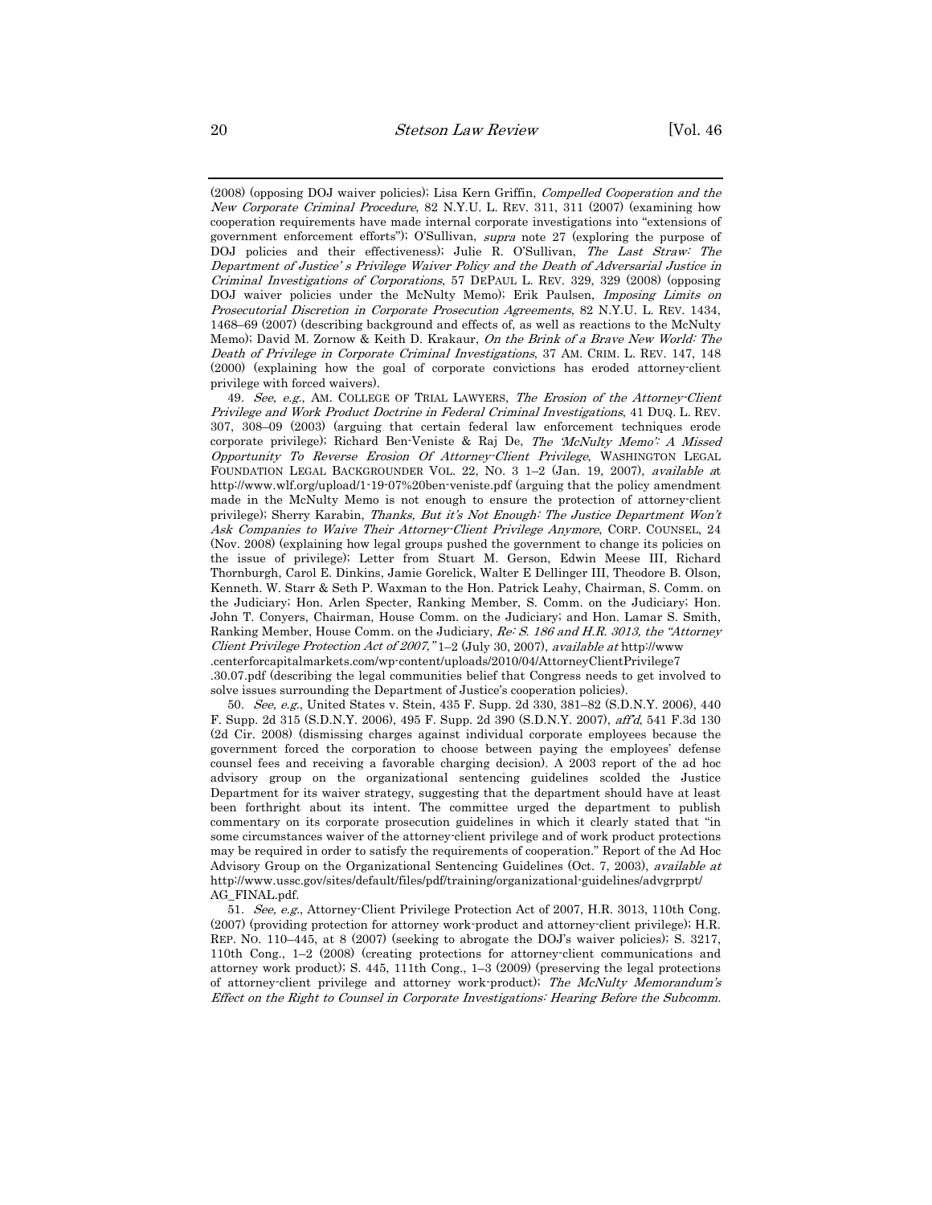(2008) (opposing DOJ waiver policies); Lisa Kern Griffin, *Compelled Cooperation and the New Corporate Criminal Procedure*, 82 N.Y.U. L. REV. 311, 311 (2007) (examining how cooperation requirements have made internal corporate investigations into "extensions of government enforcement efforts"); O'Sullivan, *supra* note 27 (exploring the purpose of DOJ policies and their effectiveness); Julie R. O'Sullivan, *The Last Straw: The Department of Justice's Privilege Waiver Policy and the Death of Adversarial Justice in Criminal Investigations of Corporations*, 57 DEPAUL L. REV. 329, 329 (2008) (opposing DOJ waiver policies under the McNulty Memo); Erik Paulsen, *Imposing Limits on Prosecutorial Discretion in Corporate Prosecution Agreements*, 82 N.Y.U. L. REV. 1434, 1468–69 (2007) (describing background and effects of, as well as reactions to the McNulty Memo); David M. Zornow & Keith D. Krakaur, *On the Brink of a Brave New World: The Death of Privilege in Corporate Criminal Investigations*, 37 AM. CRIM. L. REV. 147, 148 (2000) (explaining how the goal of corporate convictions has eroded attorney-client privilege with forced waivers).

49. *See, e.g.*, AM. COLLEGE OF TRIAL LAWYERS, *The Erosion of the Attorney-Client Privilege and Work Product Doctrine in Federal Criminal Investigations*, 41 DUQ. L. REV. 307, 308–09 (2003) (arguing that certain federal law enforcement techniques erode corporate privilege); Richard Ben-Veniste & Raj De, *The 'McNulty Memo': A Missed Opportunity To Reverse Erosion Of Attorney-Client Privilege*, WASHINGTON LEGAL FOUNDATION LEGAL BACKGROUNDER VOL. 22, NO. 3 1–2 (Jan. 19, 2007), *available at* http://www.wlf.org/upload/1-19-07%20ben-veniste.pdf (arguing that the policy amendment made in the McNulty Memo is not enough to ensure the protection of attorney-client privilege); Sherry Karabin, *Thanks, But it's Not Enough: The Justice Department Won't Ask Companies to Waive Their Attorney-Client Privilege Anymore*, CORP. COUNSEL, 24 (Nov. 2008) (explaining how legal groups pushed the government to change its policies on the issue of privilege); Letter from Stuart M. Gerson, Edwin Meese III, Richard Thornburgh, Carol E. Dinkins, Jamie Gorelick, Walter E Dellinger III, Theodore B. Olson, Kenneth. W. Starr & Seth P. Waxman to the Hon. Patrick Leahy, Chairman, S. Comm. on the Judiciary; Hon. Arlen Specter, Ranking Member, S. Comm. on the Judiciary; Hon. John T. Conyers, Chairman, House Comm. on the Judiciary; and Hon. Lamar S. Smith, Ranking Member, House Comm. on the Judiciary, *Re: S. 186 and H.R. 3013, the "Attorney Client Privilege Protection Act of 2007,"* 1–2 (July 30, 2007), *available at* http://www.centerforcapitalmarkets.com/wp-content/uploads/2010/04/AttorneyClientPrivilege7.30.07.pdf (describing the legal communities belief that Congress needs to get involved to solve issues surrounding the Department of Justice's cooperation policies).

50. *See, e.g.*, United States v. Stein, 435 F. Supp. 2d 330, 381–82 (S.D.N.Y. 2006), 440 F. Supp. 2d 315 (S.D.N.Y. 2006), 495 F. Supp. 2d 390 (S.D.N.Y. 2007), *aff'd*, 541 F.3d 130 (2d Cir. 2008) (dismissing charges against individual corporate employees because the government forced the corporation to choose between paying the employees' defense counsel fees and receiving a favorable charging decision). A 2003 report of the ad hoc advisory group on the organizational sentencing guidelines scolded the Justice Department for its waiver strategy, suggesting that the department should have at least been forthright about its intent. The committee urged the department to publish commentary on its corporate prosecution guidelines in which it clearly stated that "in some circumstances waiver of the attorney-client privilege and of work product protections may be required in order to satisfy the requirements of cooperation." Report of the Ad Hoc Advisory Group on the Organizational Sentencing Guidelines (Oct. 7, 2003), *available at* http://www.ussc.gov/sites/default/files/pdf/training/organizational-guidelines/advgrprpt/AG_FINAL.pdf.

51. *See, e.g.*, Attorney-Client Privilege Protection Act of 2007, H.R. 3013, 110th Cong. (2007) (providing protection for attorney work-product and attorney-client privilege); H.R. REP. NO. 110–445, at 8 (2007) (seeking to abrogate the DOJ's waiver policies); S. 3217, 110th Cong., 1–2 (2008) (creating protections for attorney-client communications and attorney work product); S. 445, 111th Cong., 1–3 (2009) (preserving the legal protections of attorney-client privilege and attorney work-product); *The McNulty Memorandum's Effect on the Right to Counsel in Corporate Investigations: Hearing Before the Subcomm.*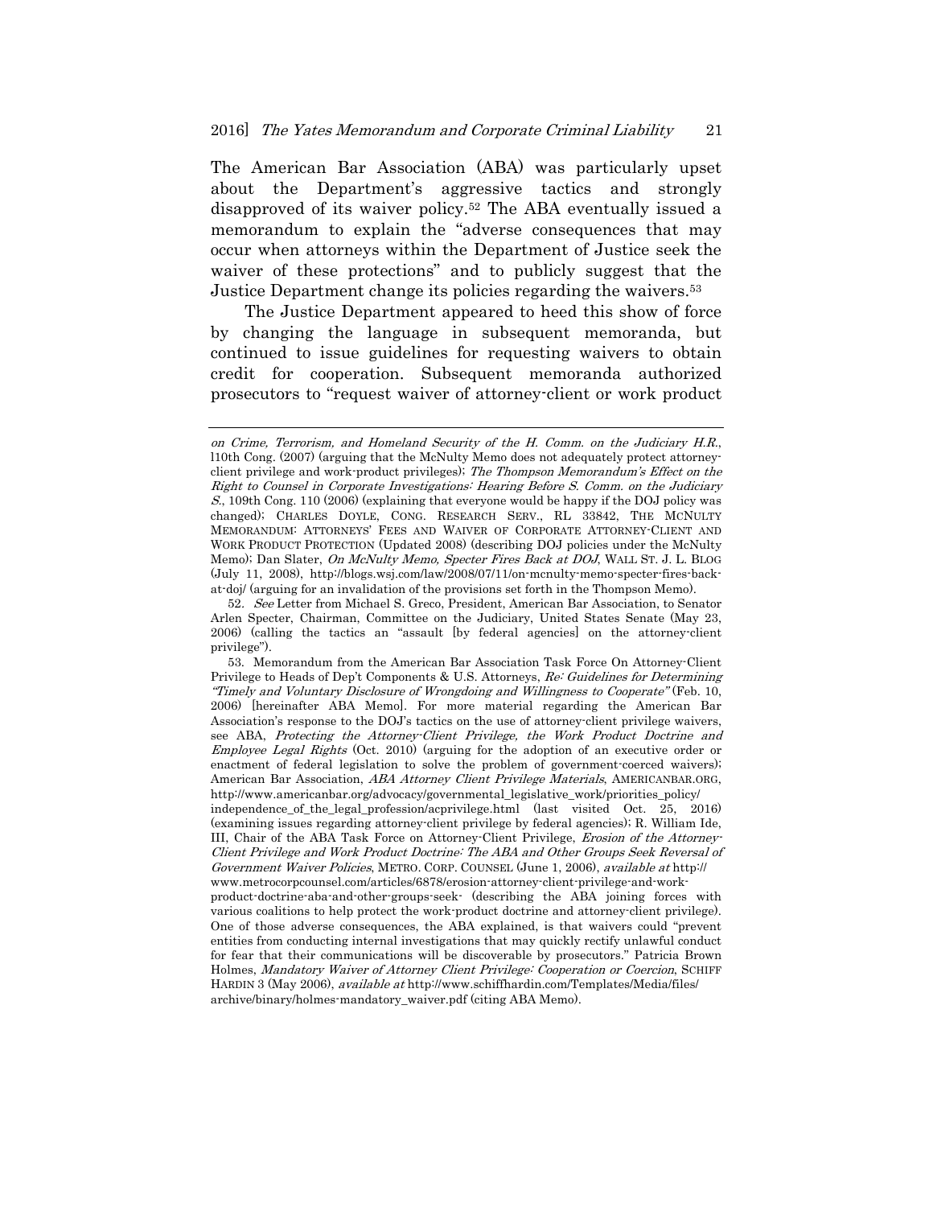The American Bar Association (ABA) was particularly upset about the Department's aggressive tactics and strongly disapproved of its waiver policy.[52] The ABA eventually issued a memorandum to explain the "adverse consequences that may occur when attorneys within the Department of Justice seek the waiver of these protections" and to publicly suggest that the Justice Department change its policies regarding the waivers.[53]

The Justice Department appeared to heed this show of force by changing the language in subsequent memoranda, but continued to issue guidelines for requesting waivers to obtain credit for cooperation. Subsequent memoranda authorized prosecutors to "request waiver of attorney-client or work product

---

*on Crime, Terrorism, and Homeland Security of the H. Comm. on the Judiciary H.R.*, 110th Cong. (2007) (arguing that the McNulty Memo does not adequately protect attorney-client privilege and work-product privileges); *The Thompson Memorandum's Effect on the Right to Counsel in Corporate Investigations: Hearing Before S. Comm. on the Judiciary S.*, 109th Cong. 110 (2006) (explaining that everyone would be happy if the DOJ policy was changed); CHARLES DOYLE, CONG. RESEARCH SERV., RL 33842, THE MCNULTY MEMORANDUM: ATTORNEYS' FEES AND WAIVER OF CORPORATE ATTORNEY-CLIENT AND WORK PRODUCT PROTECTION (Updated 2008) (describing DOJ policies under the McNulty Memo); Dan Slater, *On McNulty Memo, Specter Fires Back at DOJ*, WALL ST. J. L. BLOG (July 11, 2008), http://blogs.wsj.com/law/2008/07/11/on-mcnulty-memo-specter-fires-back-at-doj/ (arguing for an invalidation of the provisions set forth in the Thompson Memo).

52. *See* Letter from Michael S. Greco, President, American Bar Association, to Senator Arlen Specter, Chairman, Committee on the Judiciary, United States Senate (May 23, 2006) (calling the tactics an "assault [by federal agencies] on the attorney-client privilege").

53. Memorandum from the American Bar Association Task Force On Attorney-Client Privilege to Heads of Dep't Components & U.S. Attorneys, *Re: Guidelines for Determining "Timely and Voluntary Disclosure of Wrongdoing and Willingness to Cooperate"* (Feb. 10, 2006) [hereinafter ABA Memo]. For more material regarding the American Bar Association's response to the DOJ's tactics on the use of attorney-client privilege waivers, see ABA, *Protecting the Attorney-Client Privilege, the Work Product Doctrine and Employee Legal Rights* (Oct. 2010) (arguing for the adoption of an executive order or enactment of federal legislation to solve the problem of government-coerced waivers); American Bar Association, *ABA Attorney Client Privilege Materials*, AMERICANBAR.ORG, http://www.americanbar.org/advocacy/governmental_legislative_work/priorities_policy/independence_of_the_legal_profession/acprivilege.html (last visited Oct. 25, 2016) (examining issues regarding attorney-client privilege by federal agencies); R. William Ide, III, Chair of the ABA Task Force on Attorney-Client Privilege, *Erosion of the Attorney-Client Privilege and Work Product Doctrine: The ABA and Other Groups Seek Reversal of Government Waiver Policies*, METRO. CORP. COUNSEL (June 1, 2006), *available at* http://www.metrocorpcounsel.com/articles/6878/erosion-attorney-client-privilege-and-work-product-doctrine-aba-and-other-groups-seek- (describing the ABA joining forces with various coalitions to help protect the work-product doctrine and attorney-client privilege). One of those adverse consequences, the ABA explained, is that waivers could "prevent entities from conducting internal investigations that may quickly rectify unlawful conduct for fear that their communications will be discoverable by prosecutors." Patricia Brown Holmes, *Mandatory Waiver of Attorney Client Privilege: Cooperation or Coercion*, SCHIFF HARDIN 3 (May 2006), *available at* http://www.schiffhardin.com/Templates/Media/files/archive/binary/holmes-mandatory_waiver.pdf (citing ABA Memo).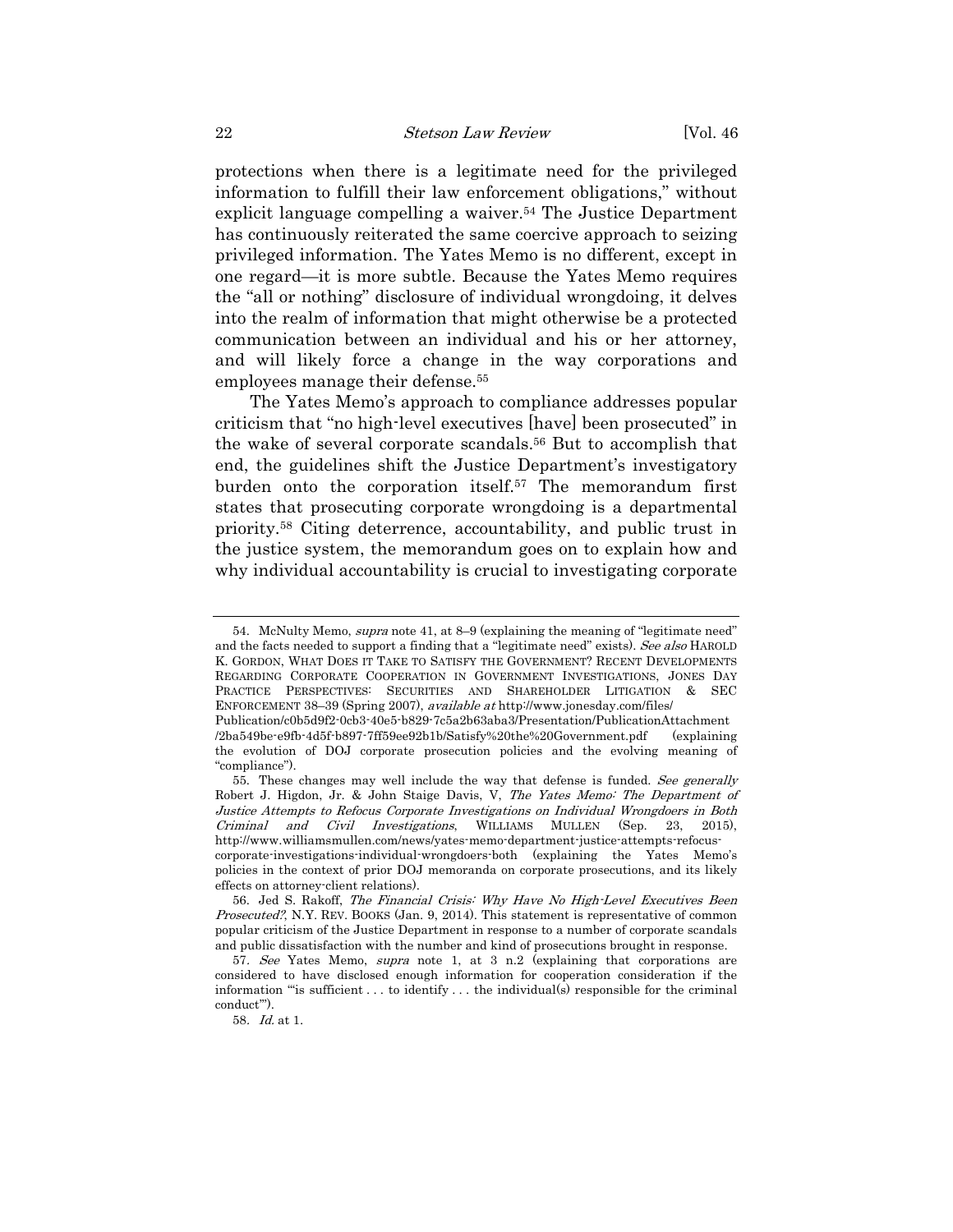protections when there is a legitimate need for the privileged information to fulfill their law enforcement obligations," without explicit language compelling a waiver.[54] The Justice Department has continuously reiterated the same coercive approach to seizing privileged information. The Yates Memo is no different, except in one regard—it is more subtle. Because the Yates Memo requires the "all or nothing" disclosure of individual wrongdoing, it delves into the realm of information that might otherwise be a protected communication between an individual and his or her attorney, and will likely force a change in the way corporations and employees manage their defense.[55]

The Yates Memo's approach to compliance addresses popular criticism that "no high-level executives [have] been prosecuted" in the wake of several corporate scandals.[56] But to accomplish that end, the guidelines shift the Justice Department's investigatory burden onto the corporation itself.[57] The memorandum first states that prosecuting corporate wrongdoing is a departmental priority.[58] Citing deterrence, accountability, and public trust in the justice system, the memorandum goes on to explain how and why individual accountability is crucial to investigating corporate

---

54. McNulty Memo, *supra* note 41, at 8–9 (explaining the meaning of "legitimate need" and the facts needed to support a finding that a "legitimate need" exists). *See also* HAROLD K. GORDON, WHAT DOES IT TAKE TO SATISFY THE GOVERNMENT? RECENT DEVELOPMENTS REGARDING CORPORATE COOPERATION IN GOVERNMENT INVESTIGATIONS, JONES DAY PRACTICE PERSPECTIVES: SECURITIES AND SHAREHOLDER LITIGATION & SEC ENFORCEMENT 38–39 (Spring 2007), *available at* http://www.jonesday.com/files/Publication/c0b5d9f2-0cb3-40e5-b829-7c5a2b63aba3/Presentation/PublicationAttachment/2ba549be-e9fb-4d5f-b897-7ff59ee92b1b/Satisfy%20the%20Government.pdf (explaining the evolution of DOJ corporate prosecution policies and the evolving meaning of "compliance").

55. These changes may well include the way that defense is funded. *See generally* Robert J. Higdon, Jr. & John Staige Davis, V, *The Yates Memo: The Department of Justice Attempts to Refocus Corporate Investigations on Individual Wrongdoers in Both Criminal and Civil Investigations*, WILLIAMS MULLEN (Sep. 23, 2015), http://www.williamsmullen.com/news/yates-memo-department-justice-attempts-refocus-corporate-investigations-individual-wrongdoers-both (explaining the Yates Memo's policies in the context of prior DOJ memoranda on corporate prosecutions, and its likely effects on attorney-client relations).

56. Jed S. Rakoff, *The Financial Crisis: Why Have No High-Level Executives Been Prosecuted?*, N.Y. REV. BOOKS (Jan. 9, 2014). This statement is representative of common popular criticism of the Justice Department in response to a number of corporate scandals and public dissatisfaction with the number and kind of prosecutions brought in response.

57. *See* Yates Memo, *supra* note 1, at 3 n.2 (explaining that corporations are considered to have disclosed enough information for cooperation consideration if the information "'is sufficient . . . to identify . . . the individual(s) responsible for the criminal conduct'").

58. *Id.* at 1.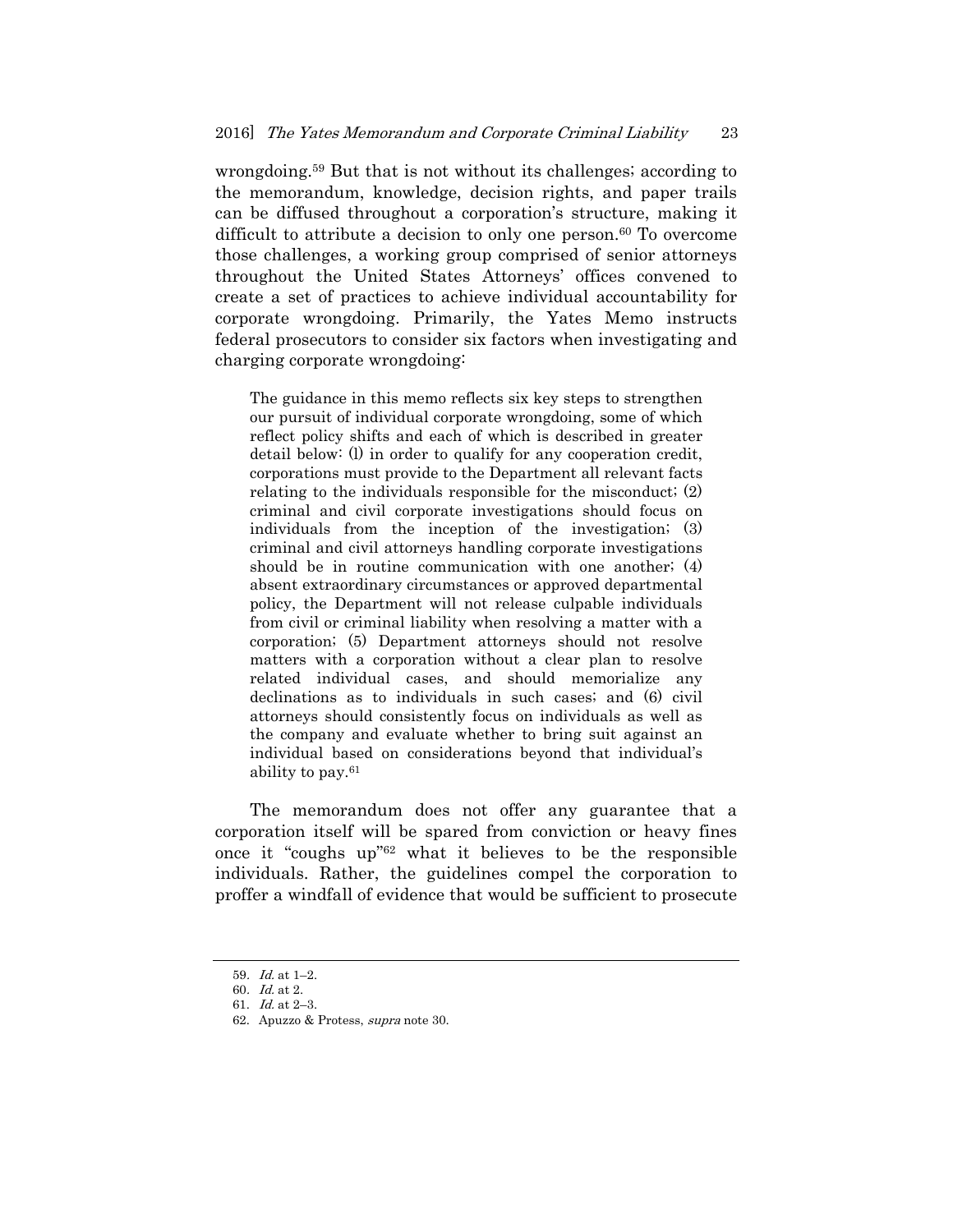wrongdoing.[59] But that is not without its challenges; according to the memorandum, knowledge, decision rights, and paper trails can be diffused throughout a corporation's structure, making it difficult to attribute a decision to only one person.[60] To overcome those challenges, a working group comprised of senior attorneys throughout the United States Attorneys' offices convened to create a set of practices to achieve individual accountability for corporate wrongdoing. Primarily, the Yates Memo instructs federal prosecutors to consider six factors when investigating and charging corporate wrongdoing:

> The guidance in this memo reflects six key steps to strengthen our pursuit of individual corporate wrongdoing, some of which reflect policy shifts and each of which is described in greater detail below: (l) in order to qualify for any cooperation credit, corporations must provide to the Department all relevant facts relating to the individuals responsible for the misconduct; (2) criminal and civil corporate investigations should focus on individuals from the inception of the investigation; (3) criminal and civil attorneys handling corporate investigations should be in routine communication with one another; (4) absent extraordinary circumstances or approved departmental policy, the Department will not release culpable individuals from civil or criminal liability when resolving a matter with a corporation; (5) Department attorneys should not resolve matters with a corporation without a clear plan to resolve related individual cases, and should memorialize any declinations as to individuals in such cases; and (6) civil attorneys should consistently focus on individuals as well as the company and evaluate whether to bring suit against an individual based on considerations beyond that individual's ability to pay.[61]

The memorandum does not offer any guarantee that a corporation itself will be spared from conviction or heavy fines once it "coughs up"[62] what it believes to be the responsible individuals. Rather, the guidelines compel the corporation to proffer a windfall of evidence that would be sufficient to prosecute

59. *Id.* at 1–2.
60. *Id.* at 2.
61. *Id.* at 2–3.
62. Apuzzo & Protess, *supra* note 30.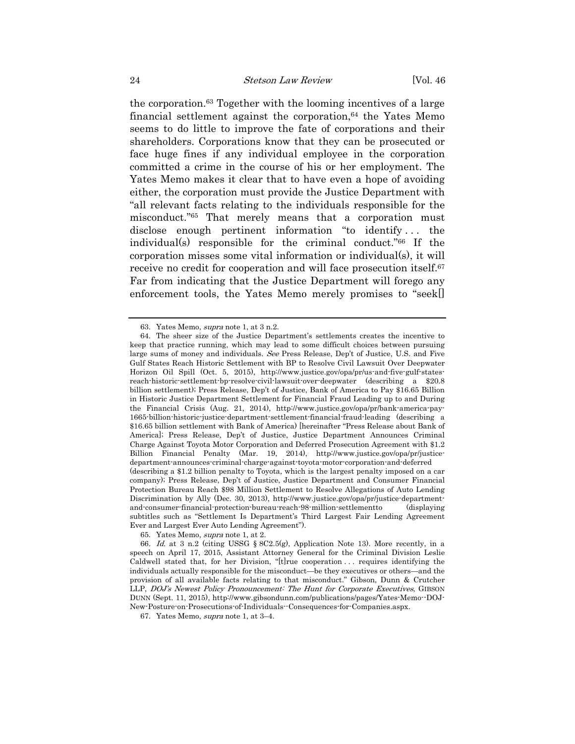the corporation.[63] Together with the looming incentives of a large financial settlement against the corporation,[64] the Yates Memo seems to do little to improve the fate of corporations and their shareholders. Corporations know that they can be prosecuted or face huge fines if any individual employee in the corporation committed a crime in the course of his or her employment. The Yates Memo makes it clear that to have even a hope of avoiding either, the corporation must provide the Justice Department with "all relevant facts relating to the individuals responsible for the misconduct."[65] That merely means that a corporation must disclose enough pertinent information "to identify . . . the individual(s) responsible for the criminal conduct."[66] If the corporation misses some vital information or individual(s), it will receive no credit for cooperation and will face prosecution itself.[67] Far from indicating that the Justice Department will forego any enforcement tools, the Yates Memo merely promises to "seek[]

---

63. Yates Memo, *supra* note 1, at 3 n.2.

64. The sheer size of the Justice Department's settlements creates the incentive to keep that practice running, which may lead to some difficult choices between pursuing large sums of money and individuals. *See* Press Release, Dep't of Justice, U.S. and Five Gulf States Reach Historic Settlement with BP to Resolve Civil Lawsuit Over Deepwater Horizon Oil Spill (Oct. 5, 2015), http://www.justice.gov/opa/pr/us-and-five-gulf-states-reach-historic-settlement-bp-resolve-civil-lawsuit-over-deepwater (describing a $20.8 billion settlement); Press Release, Dep't of Justice, Bank of America to Pay $16.65 Billion in Historic Justice Department Settlement for Financial Fraud Leading up to and During the Financial Crisis (Aug. 21, 2014), http://www.justice.gov/opa/pr/bank-america-pay-1665-billion-historic-justice-department-settlement-financial-fraud-leading (describing a $16.65 billion settlement with Bank of America) [hereinafter "Press Release about Bank of America]; Press Release, Dep't of Justice, Justice Department Announces Criminal Charge Against Toyota Motor Corporation and Deferred Prosecution Agreement with $1.2 Billion Financial Penalty (Mar. 19, 2014), http://www.justice.gov/opa/pr/justice-department-announces-criminal-charge-against-toyota-motor-corporation-and-deferred (describing a $1.2 billion penalty to Toyota, which is the largest penalty imposed on a car company); Press Release, Dep't of Justice, Justice Department and Consumer Financial Protection Bureau Reach $98 Million Settlement to Resolve Allegations of Auto Lending Discrimination by Ally (Dec. 30, 2013), http://www.justice.gov/opa/pr/justice-department-and-consumer-financial-protection-bureau-reach-98-million-settlementto (displaying subtitles such as "Settlement Is Department's Third Largest Fair Lending Agreement Ever and Largest Ever Auto Lending Agreement").

65. Yates Memo, *supra* note 1, at 2.

66. *Id.* at 3 n.2 (citing USSG § 8C2.5(g), Application Note 13). More recently, in a speech on April 17, 2015, Assistant Attorney General for the Criminal Division Leslie Caldwell stated that, for her Division, "[t]rue cooperation . . . requires identifying the individuals actually responsible for the misconduct—be they executives or others—and the provision of all available facts relating to that misconduct." Gibson, Dunn & Crutcher LLP, *DOJ's Newest Policy Pronouncement: The Hunt for Corporate Executives*, GIBSON DUNN (Sept. 11, 2015), http://www.gibsondunn.com/publications/pages/Yates-Memo--DOJ-New-Posture-on-Prosecutions-of-Individuals--Consequences-for-Companies.aspx.

67. Yates Memo, *supra* note 1, at 3–4.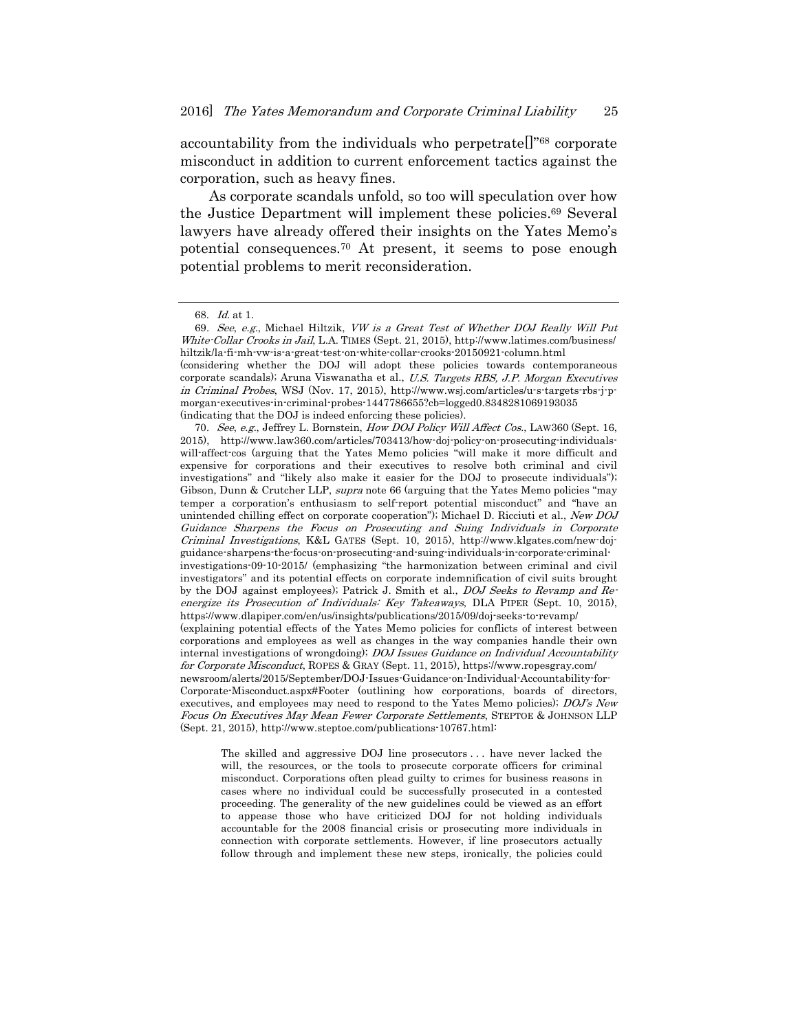accountability from the individuals who perpetrate[]"[68] corporate misconduct in addition to current enforcement tactics against the corporation, such as heavy fines.

As corporate scandals unfold, so too will speculation over how the Justice Department will implement these policies.[69] Several lawyers have already offered their insights on the Yates Memo's potential consequences.[70] At present, it seems to pose enough potential problems to merit reconsideration.

---

68. *Id.* at 1.

69. *See, e.g.*, Michael Hiltzik, *VW is a Great Test of Whether DOJ Really Will Put White-Collar Crooks in Jail*, L.A. TIMES (Sept. 21, 2015), http://www.latimes.com/business/hiltzik/la-fi-mh-vw-is-a-great-test-on-white-collar-crooks-20150921-column.html (considering whether the DOJ will adopt these policies towards contemporaneous corporate scandals); Aruna Viswanatha et al., *U.S. Targets RBS, J.P. Morgan Executives in Criminal Probes*, WSJ (Nov. 17, 2015), http://www.wsj.com/articles/u-s-targets-rbs-j-p-morgan-executives-in-criminal-probes-1447786655?cb=logged0.8348281069193035 (indicating that the DOJ is indeed enforcing these policies).

70. *See, e.g.*, Jeffrey L. Bornstein, *How DOJ Policy Will Affect Cos.*, LAW360 (Sept. 16, 2015), http://www.law360.com/articles/703413/how-doj-policy-on-prosecuting-individuals-will-affect-cos (arguing that the Yates Memo policies "will make it more difficult and expensive for corporations and their executives to resolve both criminal and civil investigations" and "likely also make it easier for the DOJ to prosecute individuals"); Gibson, Dunn & Crutcher LLP, *supra* note 66 (arguing that the Yates Memo policies "may temper a corporation's enthusiasm to self-report potential misconduct" and "have an unintended chilling effect on corporate cooperation"); Michael D. Ricciuti et al., *New DOJ Guidance Sharpens the Focus on Prosecuting and Suing Individuals in Corporate Criminal Investigations*, K&L GATES (Sept. 10, 2015), http://www.klgates.com/new-doj-guidance-sharpens-the-focus-on-prosecuting-and-suing-individuals-in-corporate-criminal-investigations-09-10-2015/ (emphasizing "the harmonization between criminal and civil investigators" and its potential effects on corporate indemnification of civil suits brought by the DOJ against employees); Patrick J. Smith et al., *DOJ Seeks to Revamp and Re-energize its Prosecution of Individuals: Key Takeaways*, DLA PIPER (Sept. 10, 2015), https://www.dlapiper.com/en/us/insights/publications/2015/09/doj-seeks-to-revamp/ (explaining potential effects of the Yates Memo policies for conflicts of interest between corporations and employees as well as changes in the way companies handle their own internal investigations of wrongdoing); *DOJ Issues Guidance on Individual Accountability for Corporate Misconduct*, ROPES & GRAY (Sept. 11, 2015), https://www.ropesgray.com/newsroom/alerts/2015/September/DOJ-Issues-Guidance-on-Individual-Accountability-for-Corporate-Misconduct.aspx#Footer (outlining how corporations, boards of directors, executives, and employees may need to respond to the Yates Memo policies); *DOJ's New Focus On Executives May Mean Fewer Corporate Settlements*, STEPTOE & JOHNSON LLP (Sept. 21, 2015), http://www.steptoe.com/publications-10767.html:

> The skilled and aggressive DOJ line prosecutors . . . have never lacked the will, the resources, or the tools to prosecute corporate officers for criminal misconduct. Corporations often plead guilty to crimes for business reasons in cases where no individual could be successfully prosecuted in a contested proceeding. The generality of the new guidelines could be viewed as an effort to appease those who have criticized DOJ for not holding individuals accountable for the 2008 financial crisis or prosecuting more individuals in connection with corporate settlements. However, if line prosecutors actually follow through and implement these new steps, ironically, the policies could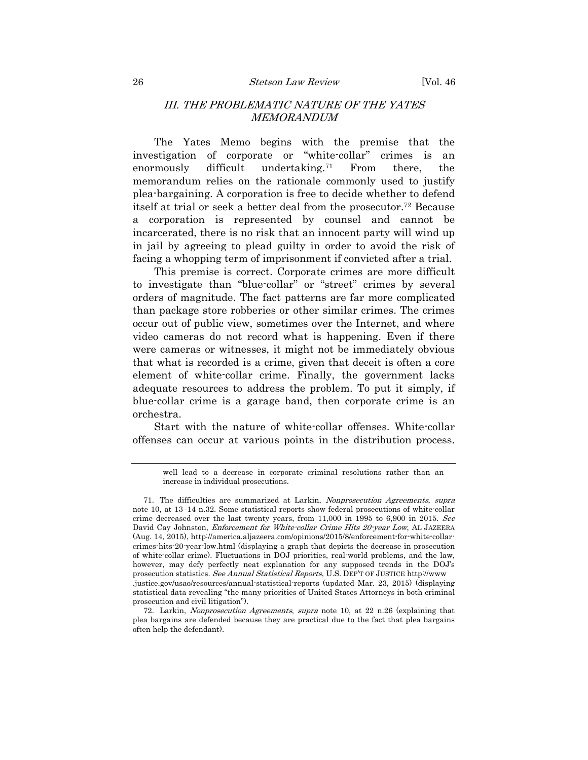## III. THE PROBLEMATIC NATURE OF THE YATES MEMORANDUM

The Yates Memo begins with the premise that the investigation of corporate or "white-collar" crimes is an enormously difficult undertaking.[71] From there, the memorandum relies on the rationale commonly used to justify plea-bargaining. A corporation is free to decide whether to defend itself at trial or seek a better deal from the prosecutor.[72] Because a corporation is represented by counsel and cannot be incarcerated, there is no risk that an innocent party will wind up in jail by agreeing to plead guilty in order to avoid the risk of facing a whopping term of imprisonment if convicted after a trial.

This premise is correct. Corporate crimes are more difficult to investigate than "blue-collar" or "street" crimes by several orders of magnitude. The fact patterns are far more complicated than package store robberies or other similar crimes. The crimes occur out of public view, sometimes over the Internet, and where video cameras do not record what is happening. Even if there were cameras or witnesses, it might not be immediately obvious that what is recorded is a crime, given that deceit is often a core element of white-collar crime. Finally, the government lacks adequate resources to address the problem. To put it simply, if blue-collar crime is a garage band, then corporate crime is an orchestra.

Start with the nature of white-collar offenses. White-collar offenses can occur at various points in the distribution process.

---

well lead to a decrease in corporate criminal resolutions rather than an increase in individual prosecutions.

71. The difficulties are summarized at Larkin, *Nonprosecution Agreements*, *supra* note 10, at 13–14 n.32. Some statistical reports show federal prosecutions of white-collar crime decreased over the last twenty years, from 11,000 in 1995 to 6,900 in 2015. *See* David Cay Johnston, *Enforcement for White-collar Crime Hits 20-year Low*, AL JAZEERA (Aug. 14, 2015), http://america.aljazeera.com/opinions/2015/8/enforcement-for-white-collar-crimes-hits-20-year-low.html (displaying a graph that depicts the decrease in prosecution of white-collar crime). Fluctuations in DOJ priorities, real-world problems, and the law, however, may defy perfectly neat explanation for any supposed trends in the DOJ's prosecution statistics. *See Annual Statistical Reports*, U.S. DEP'T OF JUSTICE http://www.justice.gov/usao/resources/annual-statistical-reports (updated Mar. 23, 2015) (displaying statistical data revealing "the many priorities of United States Attorneys in both criminal prosecution and civil litigation").

72. Larkin, *Nonprosecution Agreements*, *supra* note 10, at 22 n.26 (explaining that plea bargains are defended because they are practical due to the fact that plea bargains often help the defendant).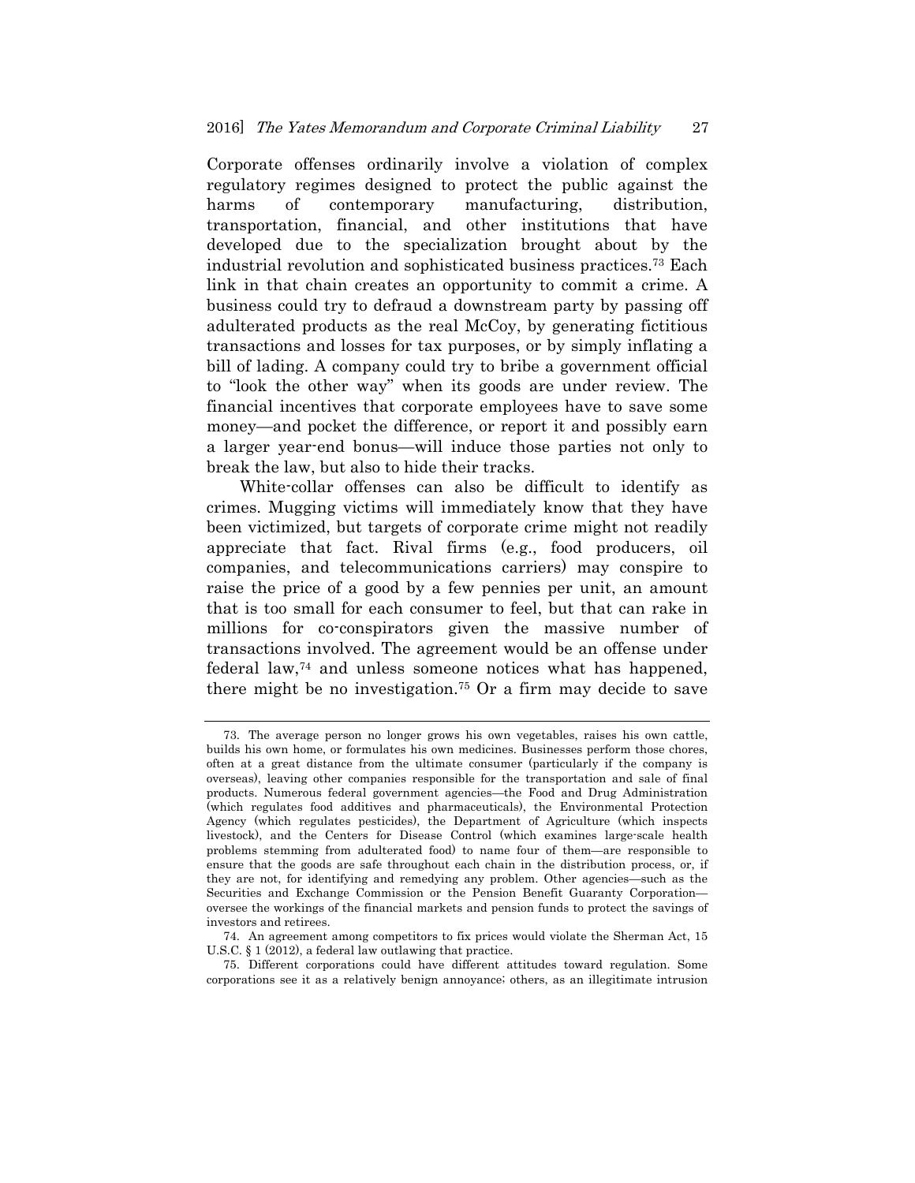Corporate offenses ordinarily involve a violation of complex regulatory regimes designed to protect the public against the harms of contemporary manufacturing, distribution, transportation, financial, and other institutions that have developed due to the specialization brought about by the industrial revolution and sophisticated business practices.[73] Each link in that chain creates an opportunity to commit a crime. A business could try to defraud a downstream party by passing off adulterated products as the real McCoy, by generating fictitious transactions and losses for tax purposes, or by simply inflating a bill of lading. A company could try to bribe a government official to "look the other way" when its goods are under review. The financial incentives that corporate employees have to save some money—and pocket the difference, or report it and possibly earn a larger year-end bonus—will induce those parties not only to break the law, but also to hide their tracks.

White-collar offenses can also be difficult to identify as crimes. Mugging victims will immediately know that they have been victimized, but targets of corporate crime might not readily appreciate that fact. Rival firms (e.g., food producers, oil companies, and telecommunications carriers) may conspire to raise the price of a good by a few pennies per unit, an amount that is too small for each consumer to feel, but that can rake in millions for co-conspirators given the massive number of transactions involved. The agreement would be an offense under federal law,[74] and unless someone notices what has happened, there might be no investigation.[75] Or a firm may decide to save

---

73. The average person no longer grows his own vegetables, raises his own cattle, builds his own home, or formulates his own medicines. Businesses perform those chores, often at a great distance from the ultimate consumer (particularly if the company is overseas), leaving other companies responsible for the transportation and sale of final products. Numerous federal government agencies—the Food and Drug Administration (which regulates food additives and pharmaceuticals), the Environmental Protection Agency (which regulates pesticides), the Department of Agriculture (which inspects livestock), and the Centers for Disease Control (which examines large-scale health problems stemming from adulterated food) to name four of them—are responsible to ensure that the goods are safe throughout each chain in the distribution process, or, if they are not, for identifying and remedying any problem. Other agencies—such as the Securities and Exchange Commission or the Pension Benefit Guaranty Corporation—oversee the workings of the financial markets and pension funds to protect the savings of investors and retirees.

74. An agreement among competitors to fix prices would violate the Sherman Act, 15 U.S.C. § 1 (2012), a federal law outlawing that practice.

75. Different corporations could have different attitudes toward regulation. Some corporations see it as a relatively benign annoyance; others, as an illegitimate intrusion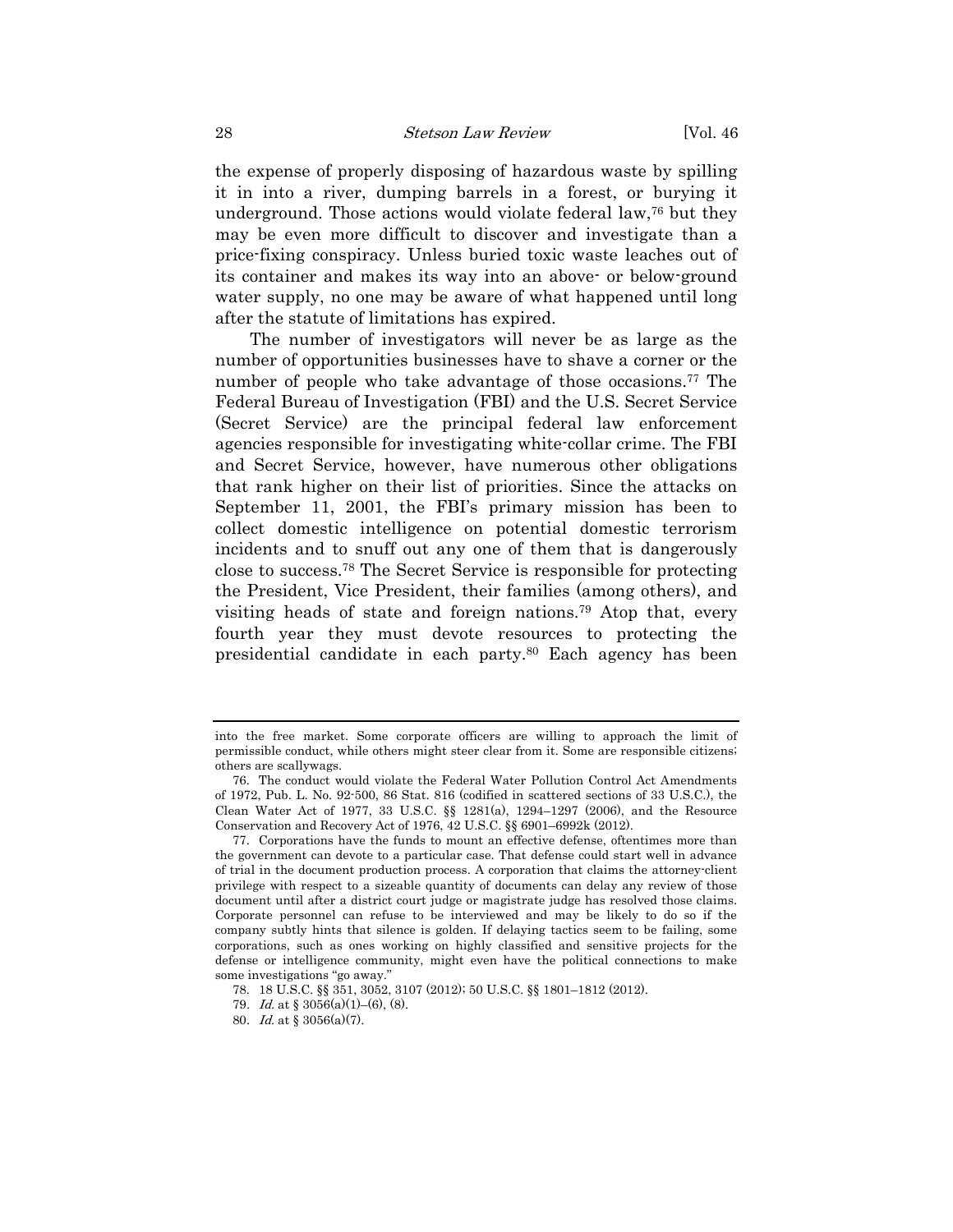the expense of properly disposing of hazardous waste by spilling it in into a river, dumping barrels in a forest, or burying it underground. Those actions would violate federal law,[76] but they may be even more difficult to discover and investigate than a price-fixing conspiracy. Unless buried toxic waste leaches out of its container and makes its way into an above- or below-ground water supply, no one may be aware of what happened until long after the statute of limitations has expired.

The number of investigators will never be as large as the number of opportunities businesses have to shave a corner or the number of people who take advantage of those occasions.[77] The Federal Bureau of Investigation (FBI) and the U.S. Secret Service (Secret Service) are the principal federal law enforcement agencies responsible for investigating white-collar crime. The FBI and Secret Service, however, have numerous other obligations that rank higher on their list of priorities. Since the attacks on September 11, 2001, the FBI's primary mission has been to collect domestic intelligence on potential domestic terrorism incidents and to snuff out any one of them that is dangerously close to success.[78] The Secret Service is responsible for protecting the President, Vice President, their families (among others), and visiting heads of state and foreign nations.[79] Atop that, every fourth year they must devote resources to protecting the presidential candidate in each party.[80] Each agency has been

---

into the free market. Some corporate officers are willing to approach the limit of permissible conduct, while others might steer clear from it. Some are responsible citizens; others are scallywags.

76. The conduct would violate the Federal Water Pollution Control Act Amendments of 1972, Pub. L. No. 92-500, 86 Stat. 816 (codified in scattered sections of 33 U.S.C.), the Clean Water Act of 1977, 33 U.S.C. §§ 1281(a), 1294–1297 (2006), and the Resource Conservation and Recovery Act of 1976, 42 U.S.C. §§ 6901–6992k (2012).

77. Corporations have the funds to mount an effective defense, oftentimes more than the government can devote to a particular case. That defense could start well in advance of trial in the document production process. A corporation that claims the attorney-client privilege with respect to a sizeable quantity of documents can delay any review of those document until after a district court judge or magistrate judge has resolved those claims. Corporate personnel can refuse to be interviewed and may be likely to do so if the company subtly hints that silence is golden. If delaying tactics seem to be failing, some corporations, such as ones working on highly classified and sensitive projects for the defense or intelligence community, might even have the political connections to make some investigations "go away."

78. 18 U.S.C. §§ 351, 3052, 3107 (2012); 50 U.S.C. §§ 1801–1812 (2012).

79. *Id.* at § 3056(a)(1)–(6), (8).

80. *Id.* at § 3056(a)(7).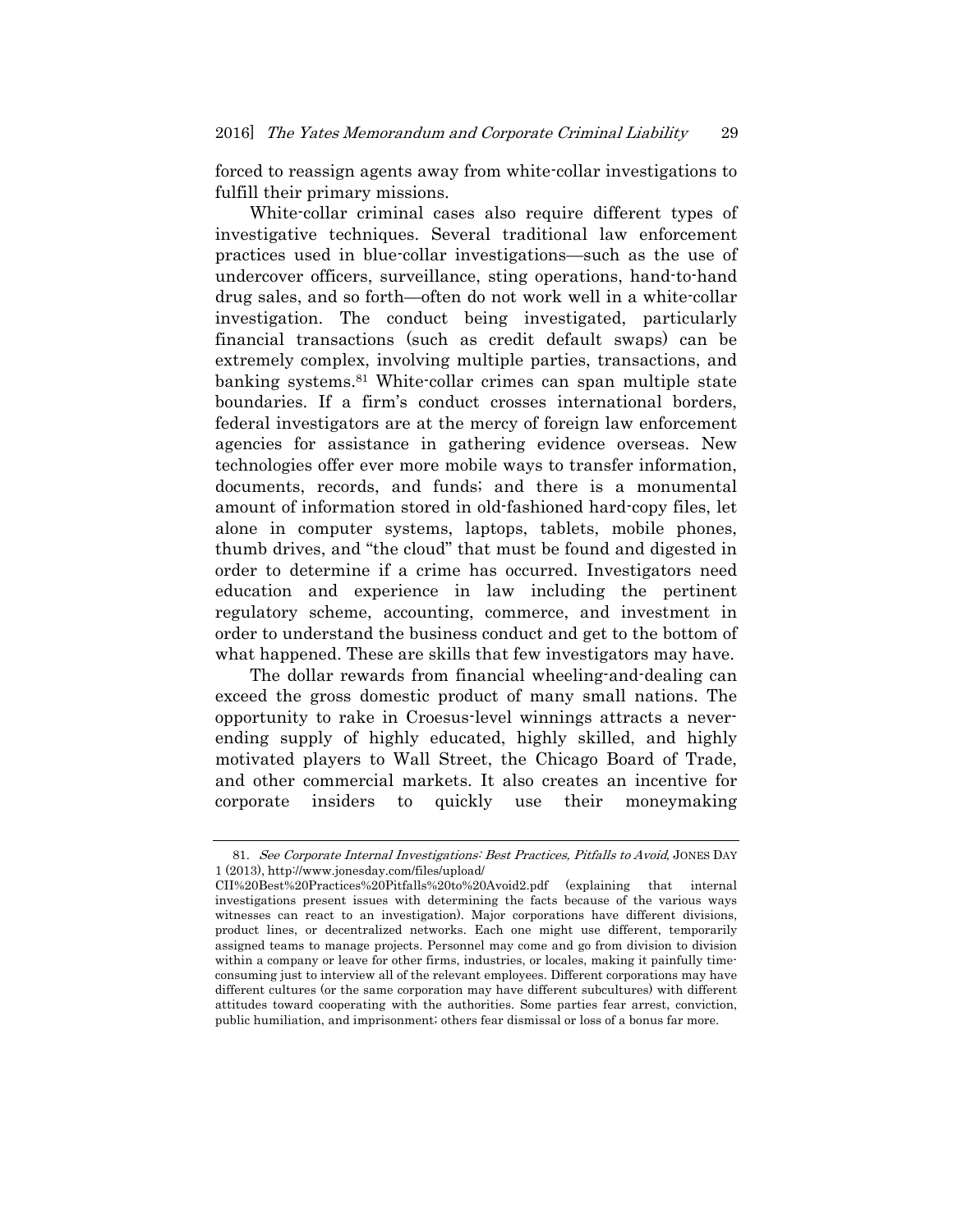forced to reassign agents away from white-collar investigations to fulfill their primary missions.

White-collar criminal cases also require different types of investigative techniques. Several traditional law enforcement practices used in blue-collar investigations—such as the use of undercover officers, surveillance, sting operations, hand-to-hand drug sales, and so forth—often do not work well in a white-collar investigation. The conduct being investigated, particularly financial transactions (such as credit default swaps) can be extremely complex, involving multiple parties, transactions, and banking systems.[81] White-collar crimes can span multiple state boundaries. If a firm's conduct crosses international borders, federal investigators are at the mercy of foreign law enforcement agencies for assistance in gathering evidence overseas. New technologies offer ever more mobile ways to transfer information, documents, records, and funds; and there is a monumental amount of information stored in old-fashioned hard-copy files, let alone in computer systems, laptops, tablets, mobile phones, thumb drives, and "the cloud" that must be found and digested in order to determine if a crime has occurred. Investigators need education and experience in law including the pertinent regulatory scheme, accounting, commerce, and investment in order to understand the business conduct and get to the bottom of what happened. These are skills that few investigators may have.

The dollar rewards from financial wheeling-and-dealing can exceed the gross domestic product of many small nations. The opportunity to rake in Croesus-level winnings attracts a never-ending supply of highly educated, highly skilled, and highly motivated players to Wall Street, the Chicago Board of Trade, and other commercial markets. It also creates an incentive for corporate insiders to quickly use their moneymaking

---

81. *See Corporate Internal Investigations: Best Practices, Pitfalls to Avoid*, JONES DAY 1 (2013), http://www.jonesday.com/files/upload/CII%20Best%20Practices%20Pitfalls%20to%20Avoid2.pdf (explaining that internal investigations present issues with determining the facts because of the various ways witnesses can react to an investigation). Major corporations have different divisions, product lines, or decentralized networks. Each one might use different, temporarily assigned teams to manage projects. Personnel may come and go from division to division within a company or leave for other firms, industries, or locales, making it painfully time-consuming just to interview all of the relevant employees. Different corporations may have different cultures (or the same corporation may have different subcultures) with different attitudes toward cooperating with the authorities. Some parties fear arrest, conviction, public humiliation, and imprisonment; others fear dismissal or loss of a bonus far more.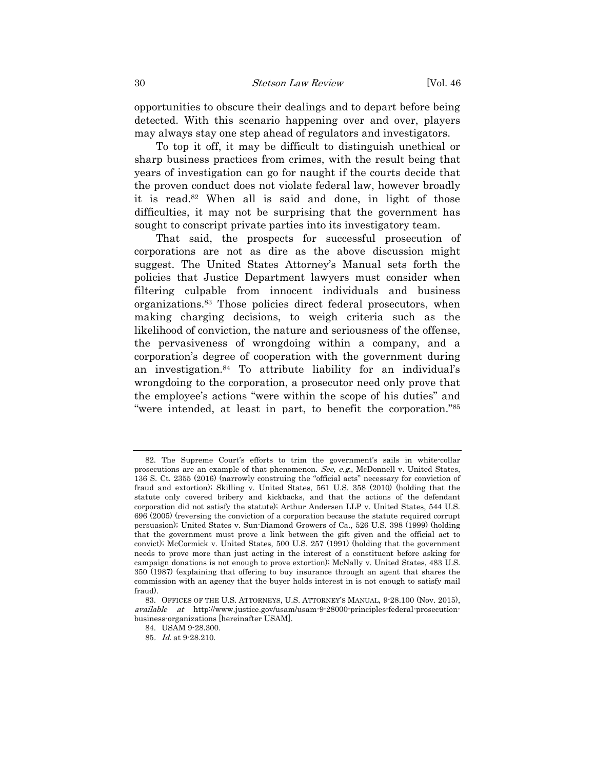opportunities to obscure their dealings and to depart before being detected. With this scenario happening over and over, players may always stay one step ahead of regulators and investigators.

To top it off, it may be difficult to distinguish unethical or sharp business practices from crimes, with the result being that years of investigation can go for naught if the courts decide that the proven conduct does not violate federal law, however broadly it is read.[82] When all is said and done, in light of those difficulties, it may not be surprising that the government has sought to conscript private parties into its investigatory team.

That said, the prospects for successful prosecution of corporations are not as dire as the above discussion might suggest. The United States Attorney's Manual sets forth the policies that Justice Department lawyers must consider when filtering culpable from innocent individuals and business organizations.[83] Those policies direct federal prosecutors, when making charging decisions, to weigh criteria such as the likelihood of conviction, the nature and seriousness of the offense, the pervasiveness of wrongdoing within a company, and a corporation's degree of cooperation with the government during an investigation.[84] To attribute liability for an individual's wrongdoing to the corporation, a prosecutor need only prove that the employee's actions "were within the scope of his duties" and "were intended, at least in part, to benefit the corporation."[85]

---

82. The Supreme Court's efforts to trim the government's sails in white-collar prosecutions are an example of that phenomenon. *See, e.g.*, McDonnell v. United States, 136 S. Ct. 2355 (2016) (narrowly construing the "official acts" necessary for conviction of fraud and extortion); Skilling v. United States, 561 U.S. 358 (2010) (holding that the statute only covered bribery and kickbacks, and that the actions of the defendant corporation did not satisfy the statute); Arthur Andersen LLP v. United States, 544 U.S. 696 (2005) (reversing the conviction of a corporation because the statute required corrupt persuasion); United States v. Sun-Diamond Growers of Ca., 526 U.S. 398 (1999) (holding that the government must prove a link between the gift given and the official act to convict); McCormick v. United States, 500 U.S. 257 (1991) (holding that the government needs to prove more than just acting in the interest of a constituent before asking for campaign donations is not enough to prove extortion); McNally v. United States, 483 U.S. 350 (1987) (explaining that offering to buy insurance through an agent that shares the commission with an agency that the buyer holds interest in is not enough to satisfy mail fraud).

83. OFFICES OF THE U.S. ATTORNEYS, U.S. ATTORNEY'S MANUAL, 9-28.100 (Nov. 2015), *available at* http://www.justice.gov/usam/usam-9-28000-principles-federal-prosecution-business-organizations [hereinafter USAM].

84. USAM 9-28.300.

85. *Id.* at 9-28.210.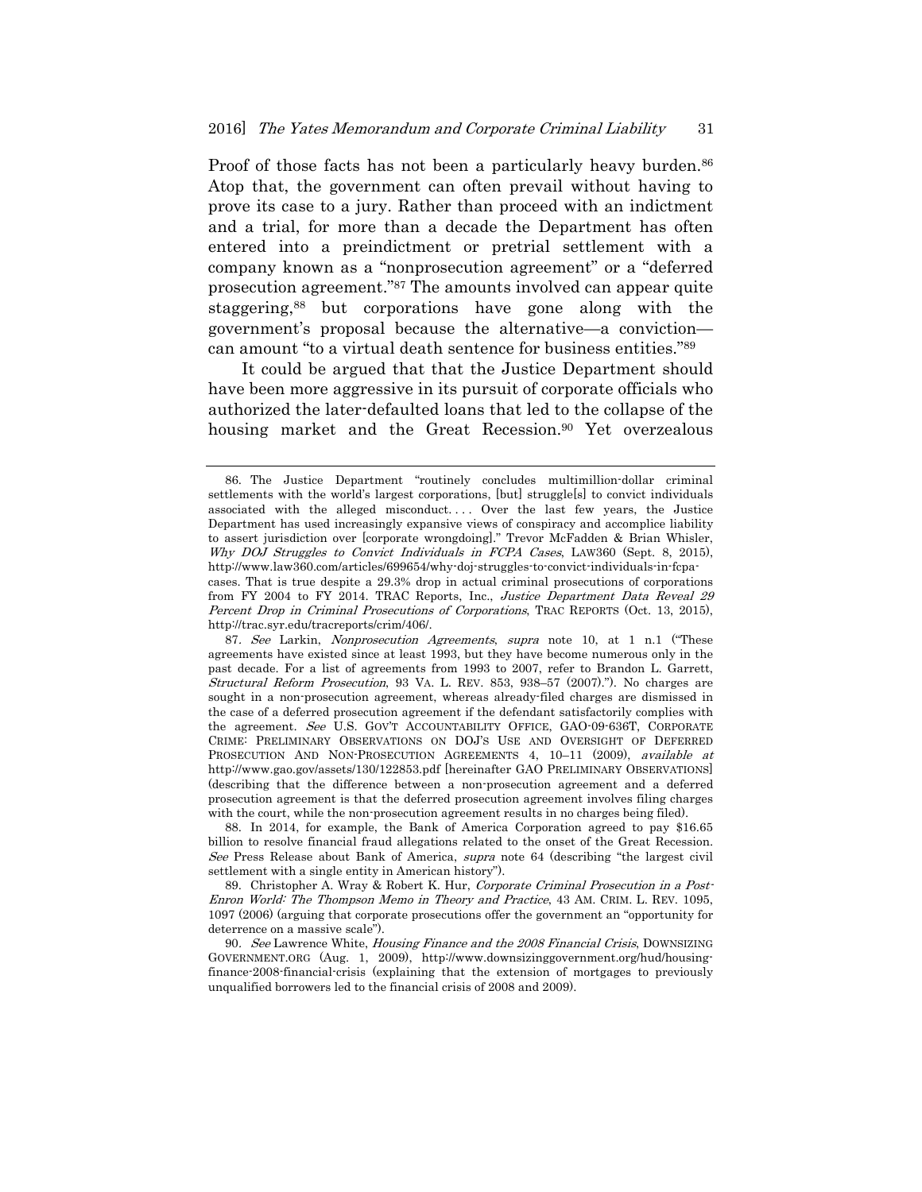Proof of those facts has not been a particularly heavy burden.[86] Atop that, the government can often prevail without having to prove its case to a jury. Rather than proceed with an indictment and a trial, for more than a decade the Department has often entered into a preindictment or pretrial settlement with a company known as a "nonprosecution agreement" or a "deferred prosecution agreement."[87] The amounts involved can appear quite staggering,[88] but corporations have gone along with the government's proposal because the alternative—a conviction—can amount "to a virtual death sentence for business entities."[89]

It could be argued that that the Justice Department should have been more aggressive in its pursuit of corporate officials who authorized the later-defaulted loans that led to the collapse of the housing market and the Great Recession.[90] Yet overzealous

---

86. The Justice Department "routinely concludes multimillion-dollar criminal settlements with the world's largest corporations, [but] struggle[s] to convict individuals associated with the alleged misconduct. . . . Over the last few years, the Justice Department has used increasingly expansive views of conspiracy and accomplice liability to assert jurisdiction over [corporate wrongdoing]." Trevor McFadden & Brian Whisler, *Why DOJ Struggles to Convict Individuals in FCPA Cases*, LAW360 (Sept. 8, 2015), http://www.law360.com/articles/699654/why-doj-struggles-to-convict-individuals-in-fcpa-cases. That is true despite a 29.3% drop in actual criminal prosecutions of corporations from FY 2004 to FY 2014. TRAC Reports, Inc., *Justice Department Data Reveal 29 Percent Drop in Criminal Prosecutions of Corporations*, TRAC REPORTS (Oct. 13, 2015), http://trac.syr.edu/tracreports/crim/406/.

87. *See* Larkin, *Nonprosecution Agreements*, *supra* note 10, at 1 n.1 ("These agreements have existed since at least 1993, but they have become numerous only in the past decade. For a list of agreements from 1993 to 2007, refer to Brandon L. Garrett, *Structural Reform Prosecution*, 93 VA. L. REV. 853, 938–57 (2007)."). No charges are sought in a non-prosecution agreement, whereas already-filed charges are dismissed in the case of a deferred prosecution agreement if the defendant satisfactorily complies with the agreement. *See* U.S. GOV'T ACCOUNTABILITY OFFICE, GAO-09-636T, CORPORATE CRIME: PRELIMINARY OBSERVATIONS ON DOJ'S USE AND OVERSIGHT OF DEFERRED PROSECUTION AND NON-PROSECUTION AGREEMENTS 4, 10–11 (2009), *available at* http://www.gao.gov/assets/130/122853.pdf [hereinafter GAO PRELIMINARY OBSERVATIONS] (describing that the difference between a non-prosecution agreement and a deferred prosecution agreement is that the deferred prosecution agreement involves filing charges with the court, while the non-prosecution agreement results in no charges being filed).

88. In 2014, for example, the Bank of America Corporation agreed to pay $16.65 billion to resolve financial fraud allegations related to the onset of the Great Recession. *See* Press Release about Bank of America, *supra* note 64 (describing "the largest civil settlement with a single entity in American history").

89. Christopher A. Wray & Robert K. Hur, *Corporate Criminal Prosecution in a Post-Enron World: The Thompson Memo in Theory and Practice*, 43 AM. CRIM. L. REV. 1095, 1097 (2006) (arguing that corporate prosecutions offer the government an "opportunity for deterrence on a massive scale").

90. *See* Lawrence White, *Housing Finance and the 2008 Financial Crisis*, DOWNSIZING GOVERNMENT.ORG (Aug. 1, 2009), http://www.downsizinggovernment.org/hud/housing-finance-2008-financial-crisis (explaining that the extension of mortgages to previously unqualified borrowers led to the financial crisis of 2008 and 2009).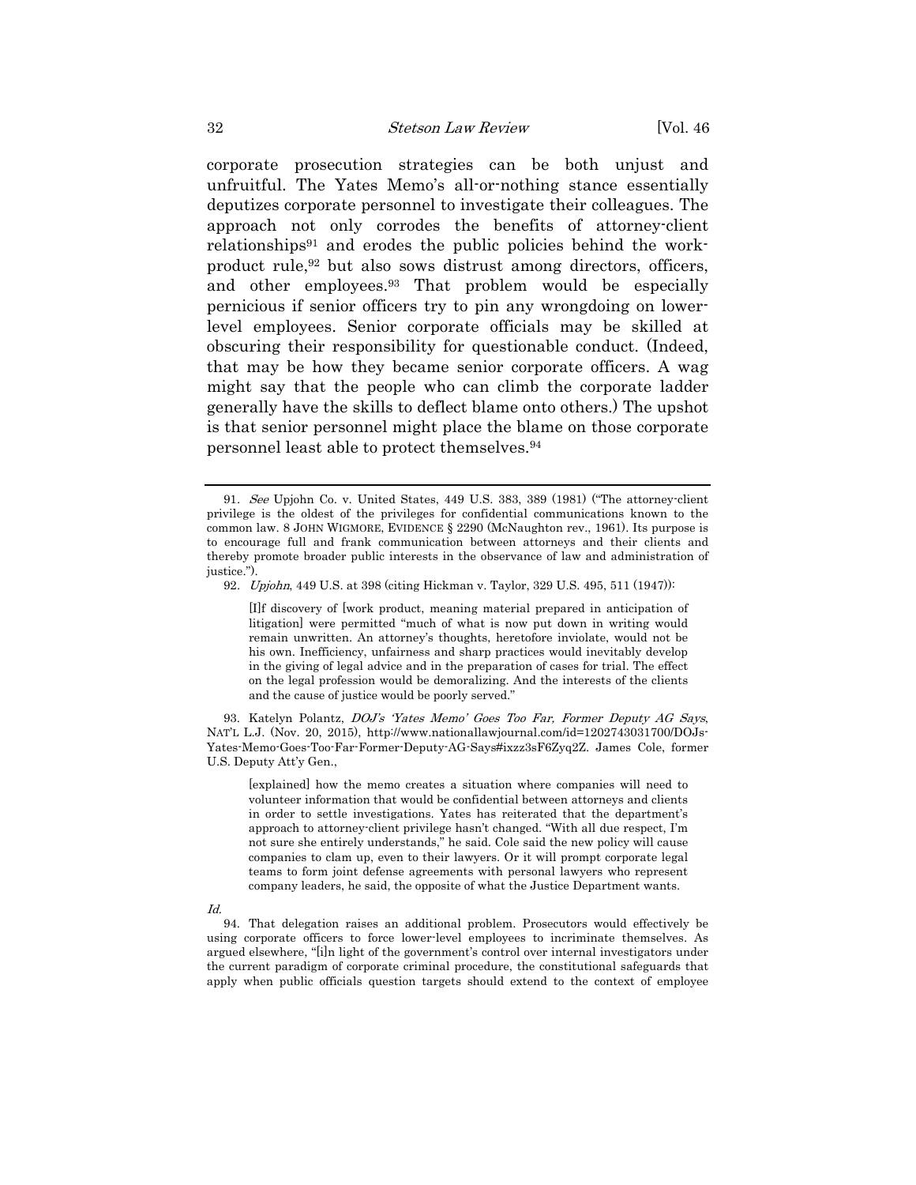corporate prosecution strategies can be both unjust and unfruitful. The Yates Memo's all-or-nothing stance essentially deputizes corporate personnel to investigate their colleagues. The approach not only corrodes the benefits of attorney-client relationships[91] and erodes the public policies behind the work-product rule,[92] but also sows distrust among directors, officers, and other employees.[93] That problem would be especially pernicious if senior officers try to pin any wrongdoing on lower-level employees. Senior corporate officials may be skilled at obscuring their responsibility for questionable conduct. (Indeed, that may be how they became senior corporate officers. A wag might say that the people who can climb the corporate ladder generally have the skills to deflect blame onto others.) The upshot is that senior personnel might place the blame on those corporate personnel least able to protect themselves.[94]

---

91. *See* Upjohn Co. v. United States, 449 U.S. 383, 389 (1981) ("The attorney-client privilege is the oldest of the privileges for confidential communications known to the common law. 8 JOHN WIGMORE, EVIDENCE § 2290 (McNaughton rev., 1961). Its purpose is to encourage full and frank communication between attorneys and their clients and thereby promote broader public interests in the observance of law and administration of justice.").

92. *Upjohn*, 449 U.S. at 398 (citing Hickman v. Taylor, 329 U.S. 495, 511 (1947)):

> [I]f discovery of [work product, meaning material prepared in anticipation of litigation] were permitted "much of what is now put down in writing would remain unwritten. An attorney's thoughts, heretofore inviolate, would not be his own. Inefficiency, unfairness and sharp practices would inevitably develop in the giving of legal advice and in the preparation of cases for trial. The effect on the legal profession would be demoralizing. And the interests of the clients and the cause of justice would be poorly served."

93. Katelyn Polantz, *DOJ's 'Yates Memo' Goes Too Far, Former Deputy AG Says*, NAT'L L.J. (Nov. 20, 2015), http://www.nationallawjournal.com/id=1202743031700/DOJs-Yates-Memo-Goes-Too-Far-Former-Deputy-AG-Says#ixzz3sF6Zyq2Z. James Cole, former U.S. Deputy Att'y Gen.,

> [explained] how the memo creates a situation where companies will need to volunteer information that would be confidential between attorneys and clients in order to settle investigations. Yates has reiterated that the department's approach to attorney-client privilege hasn't changed. "With all due respect, I'm not sure she entirely understands," he said. Cole said the new policy will cause companies to clam up, even to their lawyers. Or it will prompt corporate legal teams to form joint defense agreements with personal lawyers who represent company leaders, he said, the opposite of what the Justice Department wants.

*Id.*

94. That delegation raises an additional problem. Prosecutors would effectively be using corporate officers to force lower-level employees to incriminate themselves. As argued elsewhere, "[i]n light of the government's control over internal investigators under the current paradigm of corporate criminal procedure, the constitutional safeguards that apply when public officials question targets should extend to the context of employee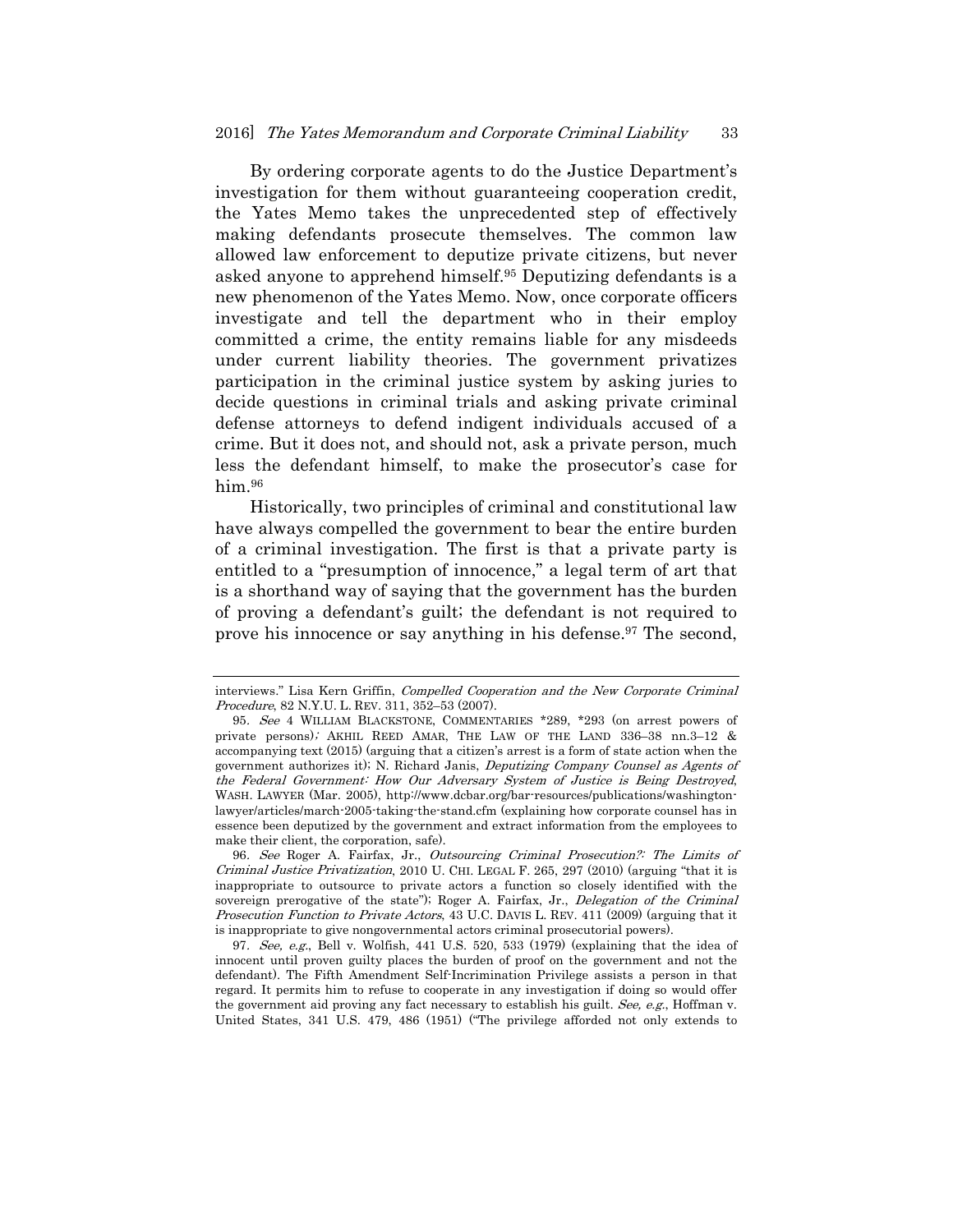By ordering corporate agents to do the Justice Department's investigation for them without guaranteeing cooperation credit, the Yates Memo takes the unprecedented step of effectively making defendants prosecute themselves. The common law allowed law enforcement to deputize private citizens, but never asked anyone to apprehend himself.[95] Deputizing defendants is a new phenomenon of the Yates Memo. Now, once corporate officers investigate and tell the department who in their employ committed a crime, the entity remains liable for any misdeeds under current liability theories. The government privatizes participation in the criminal justice system by asking juries to decide questions in criminal trials and asking private criminal defense attorneys to defend indigent individuals accused of a crime. But it does not, and should not, ask a private person, much less the defendant himself, to make the prosecutor's case for him.[96]

Historically, two principles of criminal and constitutional law have always compelled the government to bear the entire burden of a criminal investigation. The first is that a private party is entitled to a "presumption of innocence," a legal term of art that is a shorthand way of saying that the government has the burden of proving a defendant's guilt; the defendant is not required to prove his innocence or say anything in his defense.[97] The second,

---

interviews." Lisa Kern Griffin, *Compelled Cooperation and the New Corporate Criminal Procedure*, 82 N.Y.U. L. REV. 311, 352–53 (2007).

95. *See* 4 WILLIAM BLACKSTONE, COMMENTARIES \*289, \*293 (on arrest powers of private persons); AKHIL REED AMAR, THE LAW OF THE LAND 336–38 nn.3–12 & accompanying text (2015) (arguing that a citizen's arrest is a form of state action when the government authorizes it); N. Richard Janis, *Deputizing Company Counsel as Agents of the Federal Government: How Our Adversary System of Justice is Being Destroyed*, WASH. LAWYER (Mar. 2005), http://www.dcbar.org/bar-resources/publications/washington-lawyer/articles/march-2005-taking-the-stand.cfm (explaining how corporate counsel has in essence been deputized by the government and extract information from the employees to make their client, the corporation, safe).

96. *See* Roger A. Fairfax, Jr., *Outsourcing Criminal Prosecution?: The Limits of Criminal Justice Privatization*, 2010 U. CHI. LEGAL F. 265, 297 (2010) (arguing "that it is inappropriate to outsource to private actors a function so closely identified with the sovereign prerogative of the state"); Roger A. Fairfax, Jr., *Delegation of the Criminal Prosecution Function to Private Actors*, 43 U.C. DAVIS L. REV. 411 (2009) (arguing that it is inappropriate to give nongovernmental actors criminal prosecutorial powers).

97. *See, e.g.*, Bell v. Wolfish, 441 U.S. 520, 533 (1979) (explaining that the idea of innocent until proven guilty places the burden of proof on the government and not the defendant). The Fifth Amendment Self-Incrimination Privilege assists a person in that regard. It permits him to refuse to cooperate in any investigation if doing so would offer the government aid proving any fact necessary to establish his guilt. *See, e.g.*, Hoffman v. United States, 341 U.S. 479, 486 (1951) ("The privilege afforded not only extends to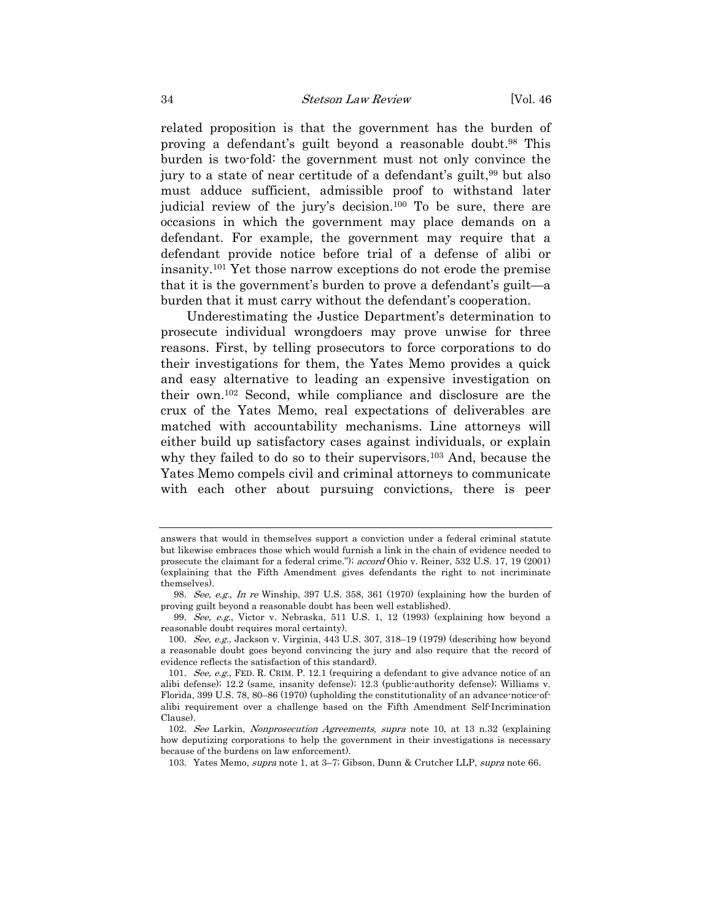related proposition is that the government has the burden of proving a defendant's guilt beyond a reasonable doubt.[98] This burden is two-fold: the government must not only convince the jury to a state of near certitude of a defendant's guilt,[99] but also must adduce sufficient, admissible proof to withstand later judicial review of the jury's decision.[100] To be sure, there are occasions in which the government may place demands on a defendant. For example, the government may require that a defendant provide notice before trial of a defense of alibi or insanity.[101] Yet those narrow exceptions do not erode the premise that it is the government's burden to prove a defendant's guilt—a burden that it must carry without the defendant's cooperation.

Underestimating the Justice Department's determination to prosecute individual wrongdoers may prove unwise for three reasons. First, by telling prosecutors to force corporations to do their investigations for them, the Yates Memo provides a quick and easy alternative to leading an expensive investigation on their own.[102] Second, while compliance and disclosure are the crux of the Yates Memo, real expectations of deliverables are matched with accountability mechanisms. Line attorneys will either build up satisfactory cases against individuals, or explain why they failed to do so to their supervisors.[103] And, because the Yates Memo compels civil and criminal attorneys to communicate with each other about pursuing convictions, there is peer

---

answers that would in themselves support a conviction under a federal criminal statute but likewise embraces those which would furnish a link in the chain of evidence needed to prosecute the claimant for a federal crime."); *accord* Ohio v. Reiner, 532 U.S. 17, 19 (2001) (explaining that the Fifth Amendment gives defendants the right to not incriminate themselves).

98. *See, e.g.*, *In re* Winship, 397 U.S. 358, 361 (1970) (explaining how the burden of proving guilt beyond a reasonable doubt has been well established).

99. *See, e.g.*, Victor v. Nebraska, 511 U.S. 1, 12 (1993) (explaining how beyond a reasonable doubt requires moral certainty).

100. *See, e.g.*, Jackson v. Virginia, 443 U.S. 307, 318–19 (1979) (describing how beyond a reasonable doubt goes beyond convincing the jury and also require that the record of evidence reflects the satisfaction of this standard).

101. *See, e.g.*, FED. R. CRIM. P. 12.1 (requiring a defendant to give advance notice of an alibi defense); 12.2 (same, insanity defense); 12.3 (public-authority defense); Williams v. Florida, 399 U.S. 78, 80–86 (1970) (upholding the constitutionality of an advance-notice-of-alibi requirement over a challenge based on the Fifth Amendment Self-Incrimination Clause).

102. *See* Larkin, *Nonprosecution Agreements*, *supra* note 10, at 13 n.32 (explaining how deputizing corporations to help the government in their investigations is necessary because of the burdens on law enforcement).

103. Yates Memo, *supra* note 1, at 3–7; Gibson, Dunn & Crutcher LLP, *supra* note 66.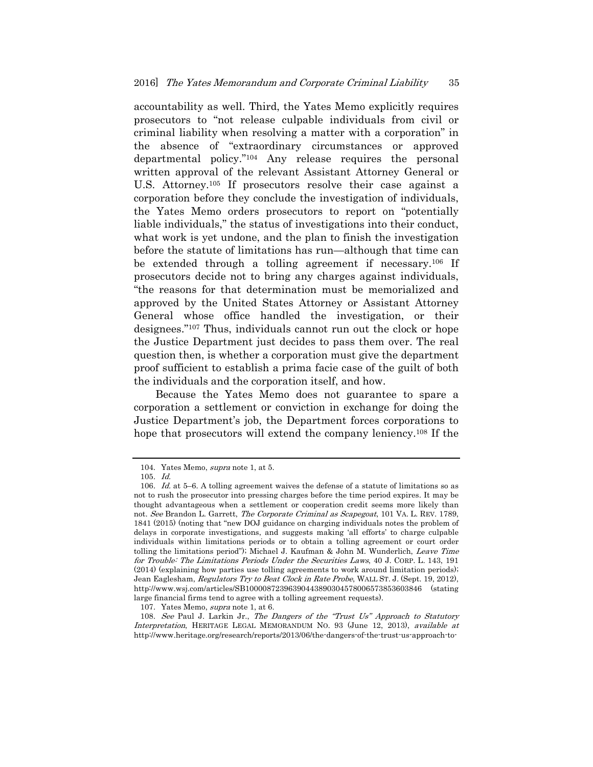accountability as well. Third, the Yates Memo explicitly requires prosecutors to "not release culpable individuals from civil or criminal liability when resolving a matter with a corporation" in the absence of "extraordinary circumstances or approved departmental policy."[104] Any release requires the personal written approval of the relevant Assistant Attorney General or U.S. Attorney.[105] If prosecutors resolve their case against a corporation before they conclude the investigation of individuals, the Yates Memo orders prosecutors to report on "potentially liable individuals," the status of investigations into their conduct, what work is yet undone, and the plan to finish the investigation before the statute of limitations has run—although that time can be extended through a tolling agreement if necessary.[106] If prosecutors decide not to bring any charges against individuals, "the reasons for that determination must be memorialized and approved by the United States Attorney or Assistant Attorney General whose office handled the investigation, or their designees."[107] Thus, individuals cannot run out the clock or hope the Justice Department just decides to pass them over. The real question then, is whether a corporation must give the department proof sufficient to establish a prima facie case of the guilt of both the individuals and the corporation itself, and how.

Because the Yates Memo does not guarantee to spare a corporation a settlement or conviction in exchange for doing the Justice Department's job, the Department forces corporations to hope that prosecutors will extend the company leniency.[108] If the

---

104. Yates Memo, *supra* note 1, at 5.

105. *Id.*

106. *Id.* at 5–6. A tolling agreement waives the defense of a statute of limitations so as not to rush the prosecutor into pressing charges before the time period expires. It may be thought advantageous when a settlement or cooperation credit seems more likely than not. *See* Brandon L. Garrett, *The Corporate Criminal as Scapegoat*, 101 VA. L. REV. 1789, 1841 (2015) (noting that "new DOJ guidance on charging individuals notes the problem of delays in corporate investigations, and suggests making 'all efforts' to charge culpable individuals within limitations periods or to obtain a tolling agreement or court order tolling the limitations period"); Michael J. Kaufman & John M. Wunderlich, *Leave Time for Trouble: The Limitations Periods Under the Securities Laws*, 40 J. CORP. L. 143, 191 (2014) (explaining how parties use tolling agreements to work around limitation periods); Jean Eaglesham, *Regulators Try to Beat Clock in Rate Probe*, WALL ST. J. (Sept. 19, 2012), http://www.wsj.com/articles/SB10000872396390443890304578006573853603846 (stating large financial firms tend to agree with a tolling agreement requests).

107. Yates Memo, *supra* note 1, at 6.

108. *See* Paul J. Larkin Jr., *The Dangers of the "Trust Us" Approach to Statutory Interpretation*, HERITAGE LEGAL MEMORANDUM NO. 93 (June 12, 2013), *available at* http://www.heritage.org/research/reports/2013/06/the-dangers-of-the-trust-us-approach-to-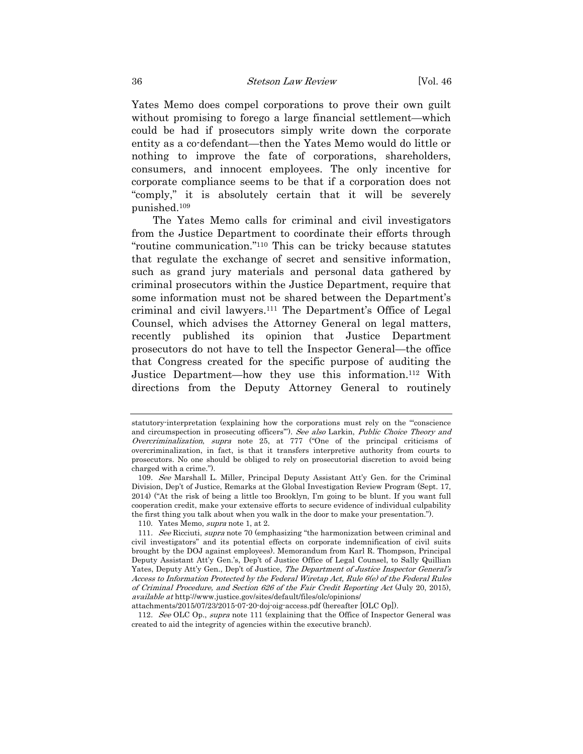Yates Memo does compel corporations to prove their own guilt without promising to forego a large financial settlement—which could be had if prosecutors simply write down the corporate entity as a co-defendant—then the Yates Memo would do little or nothing to improve the fate of corporations, shareholders, consumers, and innocent employees. The only incentive for corporate compliance seems to be that if a corporation does not "comply," it is absolutely certain that it will be severely punished.[109]

The Yates Memo calls for criminal and civil investigators from the Justice Department to coordinate their efforts through "routine communication."[110] This can be tricky because statutes that regulate the exchange of secret and sensitive information, such as grand jury materials and personal data gathered by criminal prosecutors within the Justice Department, require that some information must not be shared between the Department's criminal and civil lawyers.[111] The Department's Office of Legal Counsel, which advises the Attorney General on legal matters, recently published its opinion that Justice Department prosecutors do not have to tell the Inspector General—the office that Congress created for the specific purpose of auditing the Justice Department—how they use this information.[112] With directions from the Deputy Attorney General to routinely

---

statutory-interpretation (explaining how the corporations must rely on the "'conscience and circumspection in prosecuting officers'"). *See also* Larkin, *Public Choice Theory and Overcriminalization*, *supra* note 25, at 777 ("One of the principal criticisms of overcriminalization, in fact, is that it transfers interpretive authority from courts to prosecutors. No one should be obliged to rely on prosecutorial discretion to avoid being charged with a crime.").

109. *See* Marshall L. Miller, Principal Deputy Assistant Att'y Gen. for the Criminal Division, Dep't of Justice, Remarks at the Global Investigation Review Program (Sept. 17, 2014) ("At the risk of being a little too Brooklyn, I'm going to be blunt. If you want full cooperation credit, make your extensive efforts to secure evidence of individual culpability the first thing you talk about when you walk in the door to make your presentation.").

110. Yates Memo, *supra* note 1, at 2.

111. *See* Ricciuti, *supra* note 70 (emphasizing "the harmonization between criminal and civil investigators" and its potential effects on corporate indemnification of civil suits brought by the DOJ against employees). Memorandum from Karl R. Thompson, Principal Deputy Assistant Att'y Gen.'s, Dep't of Justice Office of Legal Counsel, to Sally Quillian Yates, Deputy Att'y Gen., Dep't of Justice, *The Department of Justice Inspector General's Access to Information Protected by the Federal Wiretap Act, Rule 6(e) of the Federal Rules of Criminal Procedure, and Section 626 of the Fair Credit Reporting Act* (July 20, 2015), *available at* http://www.justice.gov/sites/default/files/olc/opinions/attachments/2015/07/23/2015-07-20-doj-oig-access.pdf (hereafter [OLC Op]).

112. *See* OLC Op., *supra* note 111 (explaining that the Office of Inspector General was created to aid the integrity of agencies within the executive branch).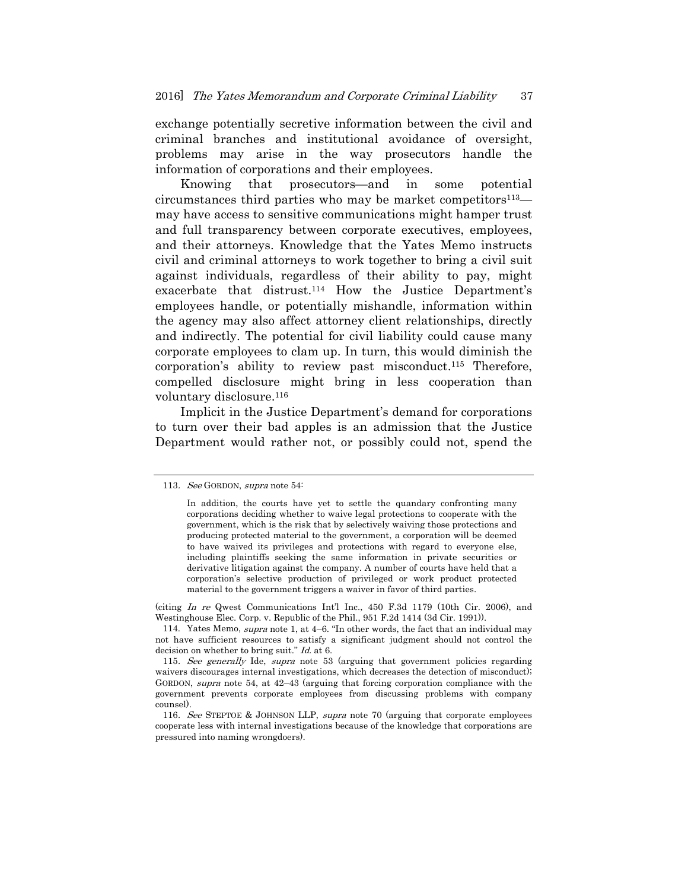exchange potentially secretive information between the civil and criminal branches and institutional avoidance of oversight, problems may arise in the way prosecutors handle the information of corporations and their employees.

Knowing that prosecutors—and in some potential circumstances third parties who may be market competitors[113]—may have access to sensitive communications might hamper trust and full transparency between corporate executives, employees, and their attorneys. Knowledge that the Yates Memo instructs civil and criminal attorneys to work together to bring a civil suit against individuals, regardless of their ability to pay, might exacerbate that distrust.[114] How the Justice Department's employees handle, or potentially mishandle, information within the agency may also affect attorney client relationships, directly and indirectly. The potential for civil liability could cause many corporate employees to clam up. In turn, this would diminish the corporation's ability to review past misconduct.[115] Therefore, compelled disclosure might bring in less cooperation than voluntary disclosure.[116]

Implicit in the Justice Department's demand for corporations to turn over their bad apples is an admission that the Justice Department would rather not, or possibly could not, spend the

---

113. *See* GORDON, *supra* note 54:

> In addition, the courts have yet to settle the quandary confronting many corporations deciding whether to waive legal protections to cooperate with the government, which is the risk that by selectively waiving those protections and producing protected material to the government, a corporation will be deemed to have waived its privileges and protections with regard to everyone else, including plaintiffs seeking the same information in private securities or derivative litigation against the company. A number of courts have held that a corporation's selective production of privileged or work product protected material to the government triggers a waiver in favor of third parties.

(citing *In re* Qwest Communications Int'l Inc., 450 F.3d 1179 (10th Cir. 2006), and Westinghouse Elec. Corp. v. Republic of the Phil., 951 F.2d 1414 (3d Cir. 1991)).

114. Yates Memo, *supra* note 1, at 4–6. "In other words, the fact that an individual may not have sufficient resources to satisfy a significant judgment should not control the decision on whether to bring suit." *Id.* at 6.

115. *See generally* Ide, *supra* note 53 (arguing that government policies regarding waivers discourages internal investigations, which decreases the detection of misconduct); GORDON, *supra* note 54, at 42–43 (arguing that forcing corporation compliance with the government prevents corporate employees from discussing problems with company counsel).

116. *See* STEPTOE & JOHNSON LLP, *supra* note 70 (arguing that corporate employees cooperate less with internal investigations because of the knowledge that corporations are pressured into naming wrongdoers).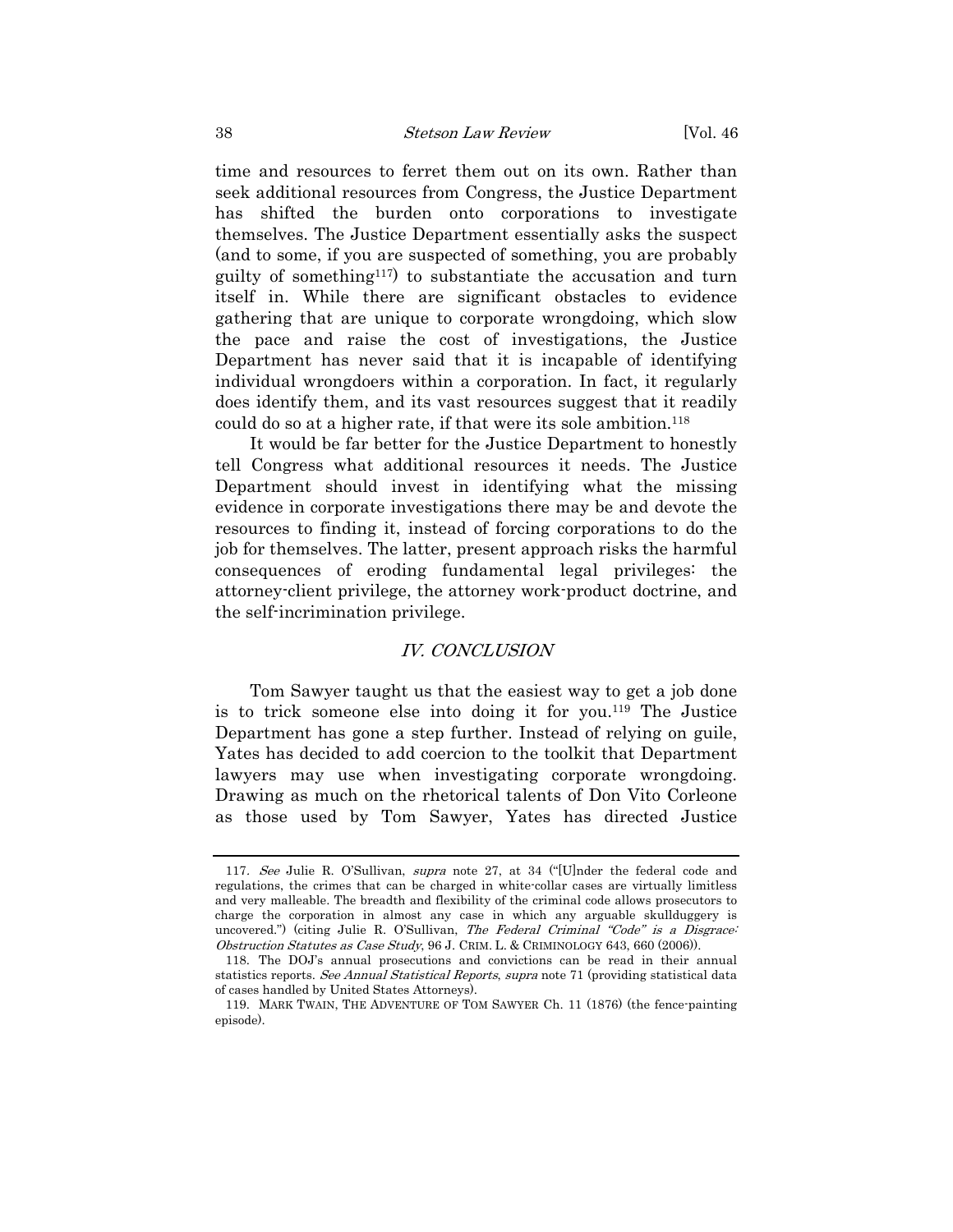time and resources to ferret them out on its own. Rather than seek additional resources from Congress, the Justice Department has shifted the burden onto corporations to investigate themselves. The Justice Department essentially asks the suspect (and to some, if you are suspected of something, you are probably guilty of something[117]) to substantiate the accusation and turn itself in. While there are significant obstacles to evidence gathering that are unique to corporate wrongdoing, which slow the pace and raise the cost of investigations, the Justice Department has never said that it is incapable of identifying individual wrongdoers within a corporation. In fact, it regularly does identify them, and its vast resources suggest that it readily could do so at a higher rate, if that were its sole ambition.[118]

It would be far better for the Justice Department to honestly tell Congress what additional resources it needs. The Justice Department should invest in identifying what the missing evidence in corporate investigations there may be and devote the resources to finding it, instead of forcing corporations to do the job for themselves. The latter, present approach risks the harmful consequences of eroding fundamental legal privileges: the attorney-client privilege, the attorney work-product doctrine, and the self-incrimination privilege.

## *IV. CONCLUSION*

Tom Sawyer taught us that the easiest way to get a job done is to trick someone else into doing it for you.[119] The Justice Department has gone a step further. Instead of relying on guile, Yates has decided to add coercion to the toolkit that Department lawyers may use when investigating corporate wrongdoing. Drawing as much on the rhetorical talents of Don Vito Corleone as those used by Tom Sawyer, Yates has directed Justice

---

117. *See* Julie R. O'Sullivan, *supra* note 27, at 34 ("[U]nder the federal code and regulations, the crimes that can be charged in white-collar cases are virtually limitless and very malleable. The breadth and flexibility of the criminal code allows prosecutors to charge the corporation in almost any case in which any arguable skullduggery is uncovered.") (citing Julie R. O'Sullivan, *The Federal Criminal "Code" is a Disgrace: Obstruction Statutes as Case Study*, 96 J. CRIM. L. & CRIMINOLOGY 643, 660 (2006)).

118. The DOJ's annual prosecutions and convictions can be read in their annual statistics reports. *See Annual Statistical Reports*, *supra* note 71 (providing statistical data of cases handled by United States Attorneys).

119. MARK TWAIN, THE ADVENTURE OF TOM SAWYER Ch. 11 (1876) (the fence-painting episode).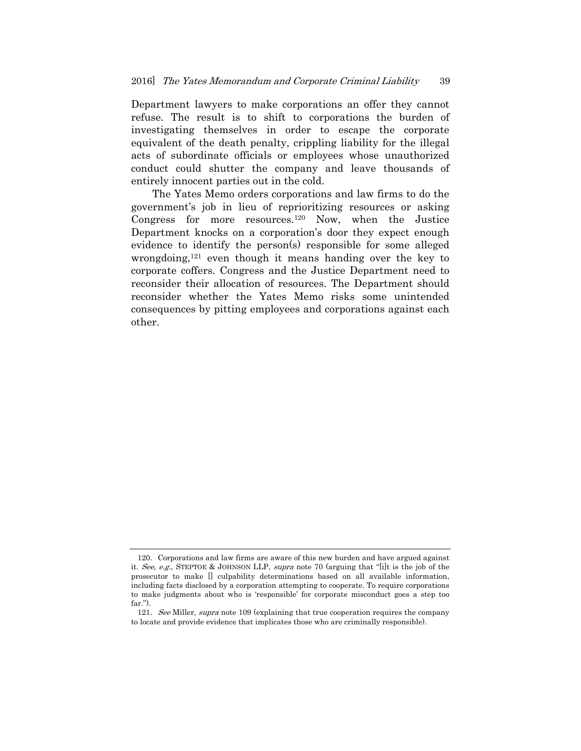Department lawyers to make corporations an offer they cannot refuse. The result is to shift to corporations the burden of investigating themselves in order to escape the corporate equivalent of the death penalty, crippling liability for the illegal acts of subordinate officials or employees whose unauthorized conduct could shutter the company and leave thousands of entirely innocent parties out in the cold.

The Yates Memo orders corporations and law firms to do the government's job in lieu of reprioritizing resources or asking Congress for more resources.[120] Now, when the Justice Department knocks on a corporation's door they expect enough evidence to identify the person(s) responsible for some alleged wrongdoing,[121] even though it means handing over the key to corporate coffers. Congress and the Justice Department need to reconsider their allocation of resources. The Department should reconsider whether the Yates Memo risks some unintended consequences by pitting employees and corporations against each other.

---

120. Corporations and law firms are aware of this new burden and have argued against it. *See, e.g.*, STEPTOE & JOHNSON LLP, *supra* note 70 (arguing that "[i]t is the job of the prosecutor to make [] culpability determinations based on all available information, including facts disclosed by a corporation attempting to cooperate. To require corporations to make judgments about who is 'responsible' for corporate misconduct goes a step too far.").

121. *See* Miller, *supra* note 109 (explaining that true cooperation requires the company to locate and provide evidence that implicates those who are criminally responsible).